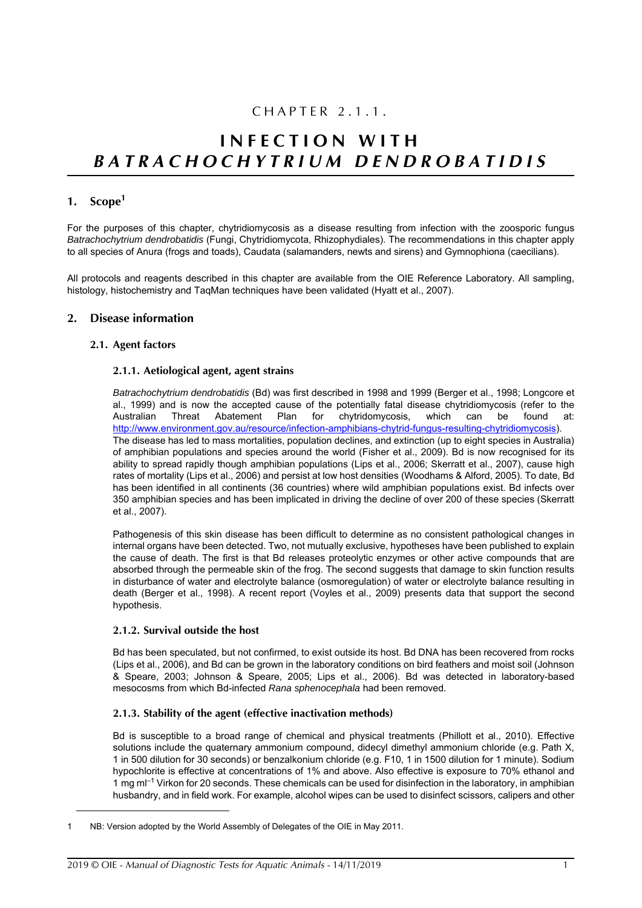# CHAPTER 2.1.1.

# INFECTION WITH *BATRACHOCHYTRIUM DENDROBATIDIS*

## 1. Scope[1]

For the purposes of this chapter, chytridiomycosis as a disease resulting from infection with the zoosporic fungus *Batrachochytrium dendrobatidis* (Fungi, Chytridiomycota, Rhizophydiales). The recommendations in this chapter apply to all species of Anura (frogs and toads), Caudata (salamanders, newts and sirens) and Gymnophiona (caecilians).

All protocols and reagents described in this chapter are available from the OIE Reference Laboratory. All sampling, histology, histochemistry and TaqMan techniques have been validated (Hyatt et al., 2007).

## 2. Disease information

### 2.1. Agent factors

#### 2.1.1. Aetiological agent, agent strains

*Batrachochytrium dendrobatidis* (Bd) was first described in 1998 and 1999 (Berger et al., 1998; Longcore et al., 1999) and is now the accepted cause of the potentially fatal disease chytridiomycosis (refer to the Australian Threat Abatement Plan for chytridomycosis, which can be found at: http://www.environment.gov.au/resource/infection-amphibians-chytrid-fungus-resulting-chytridiomycosis). The disease has led to mass mortalities, population declines, and extinction (up to eight species in Australia) of amphibian populations and species around the world (Fisher et al., 2009). Bd is now recognised for its ability to spread rapidly though amphibian populations (Lips et al., 2006; Skerratt et al., 2007), cause high rates of mortality (Lips et al., 2006) and persist at low host densities (Woodhams & Alford, 2005). To date, Bd has been identified in all continents (36 countries) where wild amphibian populations exist. Bd infects over 350 amphibian species and has been implicated in driving the decline of over 200 of these species (Skerratt et al., 2007).

Pathogenesis of this skin disease has been difficult to determine as no consistent pathological changes in internal organs have been detected. Two, not mutually exclusive, hypotheses have been published to explain the cause of death. The first is that Bd releases proteolytic enzymes or other active compounds that are absorbed through the permeable skin of the frog. The second suggests that damage to skin function results in disturbance of water and electrolyte balance (osmoregulation) of water or electrolyte balance resulting in death (Berger et al., 1998). A recent report (Voyles et al., 2009) presents data that support the second hypothesis.

#### 2.1.2. Survival outside the host

Bd has been speculated, but not confirmed, to exist outside its host. Bd DNA has been recovered from rocks (Lips et al., 2006), and Bd can be grown in the laboratory conditions on bird feathers and moist soil (Johnson & Speare, 2003; Johnson & Speare, 2005; Lips et al., 2006). Bd was detected in laboratory-based mesocosms from which Bd-infected *Rana sphenocephala* had been removed.

#### 2.1.3. Stability of the agent (effective inactivation methods)

Bd is susceptible to a broad range of chemical and physical treatments (Phillott et al., 2010). Effective solutions include the quaternary ammonium compound, didecyl dimethyl ammonium chloride (e.g. Path X, 1 in 500 dilution for 30 seconds) or benzalkonium chloride (e.g. F10, 1 in 1500 dilution for 1 minute). Sodium hypochlorite is effective at concentrations of 1% and above. Also effective is exposure to 70% ethanol and 1 mg $ml^{-1}$ Virkon for 20 seconds. These chemicals can be used for disinfection in the laboratory, in amphibian husbandry, and in field work. For example, alcohol wipes can be used to disinfect scissors, calipers and other

[1] NB: Version adopted by the World Assembly of Delegates of the OIE in May 2011.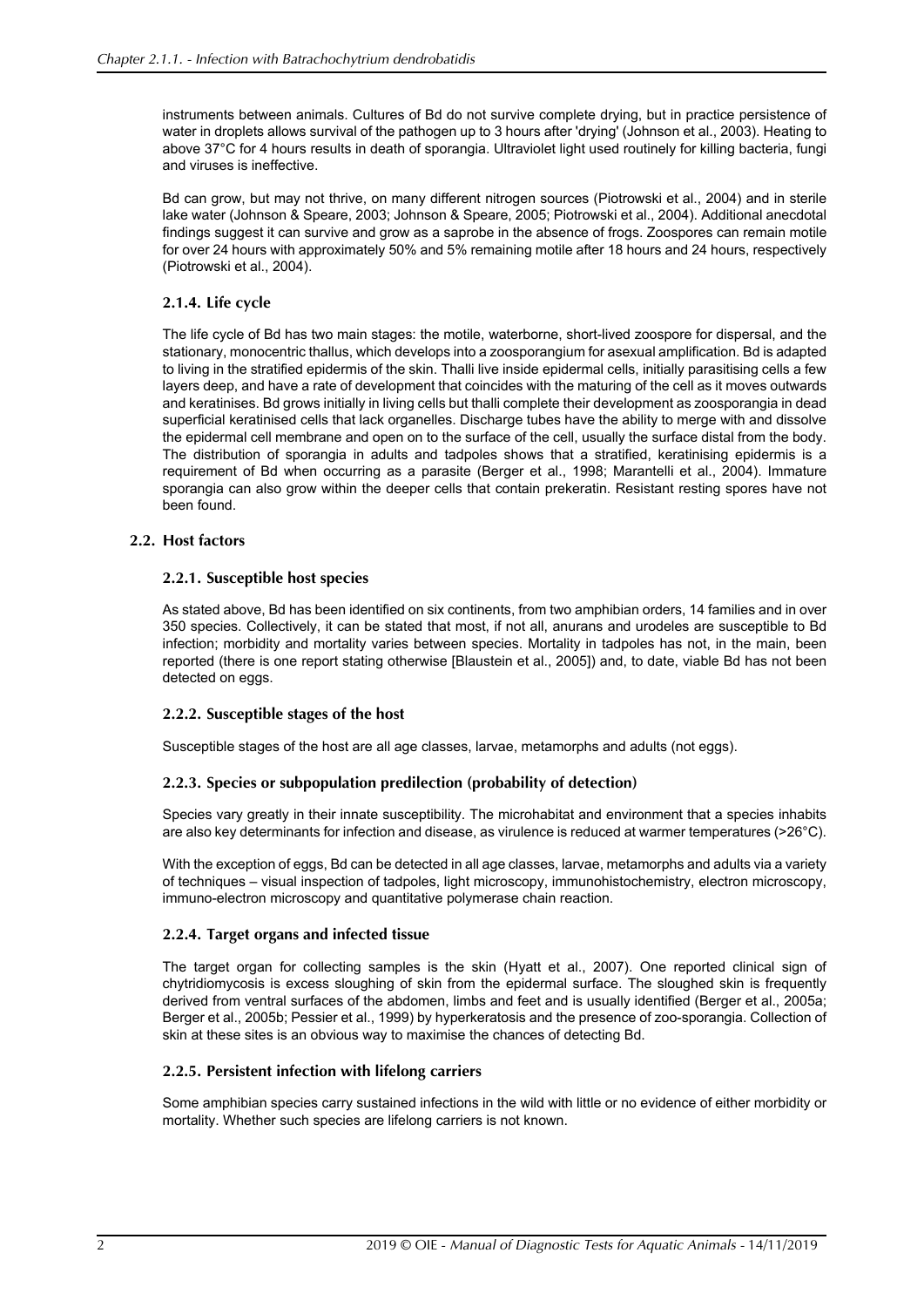instruments between animals. Cultures of Bd do not survive complete drying, but in practice persistence of water in droplets allows survival of the pathogen up to 3 hours after 'drying' (Johnson et al., 2003). Heating to above 37°C for 4 hours results in death of sporangia. Ultraviolet light used routinely for killing bacteria, fungi and viruses is ineffective.

Bd can grow, but may not thrive, on many different nitrogen sources (Piotrowski et al., 2004) and in sterile lake water (Johnson & Speare, 2003; Johnson & Speare, 2005; Piotrowski et al., 2004). Additional anecdotal findings suggest it can survive and grow as a saprobe in the absence of frogs. Zoospores can remain motile for over 24 hours with approximately 50% and 5% remaining motile after 18 hours and 24 hours, respectively (Piotrowski et al., 2004).

### 2.1.4. Life cycle

The life cycle of Bd has two main stages: the motile, waterborne, short-lived zoospore for dispersal, and the stationary, monocentric thallus, which develops into a zoosporangium for asexual amplification. Bd is adapted to living in the stratified epidermis of the skin. Thalli live inside epidermal cells, initially parasitising cells a few layers deep, and have a rate of development that coincides with the maturing of the cell as it moves outwards and keratinises. Bd grows initially in living cells but thalli complete their development as zoosporangia in dead superficial keratinised cells that lack organelles. Discharge tubes have the ability to merge with and dissolve the epidermal cell membrane and open on to the surface of the cell, usually the surface distal from the body. The distribution of sporangia in adults and tadpoles shows that a stratified, keratinising epidermis is a requirement of Bd when occurring as a parasite (Berger et al., 1998; Marantelli et al., 2004). Immature sporangia can also grow within the deeper cells that contain prekeratin. Resistant resting spores have not been found.

## 2.2. Host factors

### 2.2.1. Susceptible host species

As stated above, Bd has been identified on six continents, from two amphibian orders, 14 families and in over 350 species. Collectively, it can be stated that most, if not all, anurans and urodeles are susceptible to Bd infection; morbidity and mortality varies between species. Mortality in tadpoles has not, in the main, been reported (there is one report stating otherwise [Blaustein et al., 2005]) and, to date, viable Bd has not been detected on eggs.

### 2.2.2. Susceptible stages of the host

Susceptible stages of the host are all age classes, larvae, metamorphs and adults (not eggs).

### 2.2.3. Species or subpopulation predilection (probability of detection)

Species vary greatly in their innate susceptibility. The microhabitat and environment that a species inhabits are also key determinants for infection and disease, as virulence is reduced at warmer temperatures (>26°C).

With the exception of eggs, Bd can be detected in all age classes, larvae, metamorphs and adults via a variety of techniques – visual inspection of tadpoles, light microscopy, immunohistochemistry, electron microscopy, immuno-electron microscopy and quantitative polymerase chain reaction.

### 2.2.4. Target organs and infected tissue

The target organ for collecting samples is the skin (Hyatt et al., 2007). One reported clinical sign of chytridiomycosis is excess sloughing of skin from the epidermal surface. The sloughed skin is frequently derived from ventral surfaces of the abdomen, limbs and feet and is usually identified (Berger et al., 2005a; Berger et al., 2005b; Pessier et al., 1999) by hyperkeratosis and the presence of zoo-sporangia. Collection of skin at these sites is an obvious way to maximise the chances of detecting Bd.

### 2.2.5. Persistent infection with lifelong carriers

Some amphibian species carry sustained infections in the wild with little or no evidence of either morbidity or mortality. Whether such species are lifelong carriers is not known.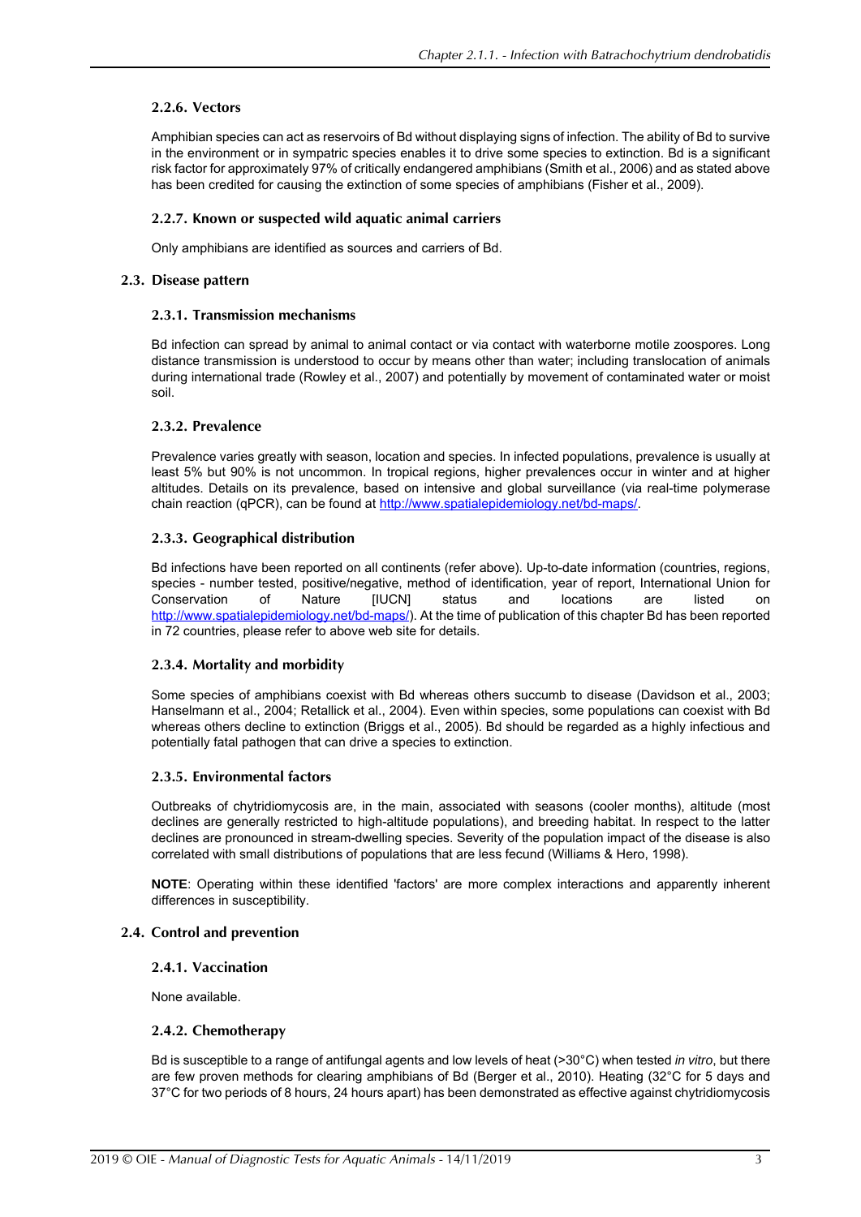#### 2.2.6. Vectors

Amphibian species can act as reservoirs of Bd without displaying signs of infection. The ability of Bd to survive in the environment or in sympatric species enables it to drive some species to extinction. Bd is a significant risk factor for approximately 97% of critically endangered amphibians (Smith et al., 2006) and as stated above has been credited for causing the extinction of some species of amphibians (Fisher et al., 2009).

#### 2.2.7. Known or suspected wild aquatic animal carriers

Only amphibians are identified as sources and carriers of Bd.

### 2.3. Disease pattern

#### 2.3.1. Transmission mechanisms

Bd infection can spread by animal to animal contact or via contact with waterborne motile zoospores. Long distance transmission is understood to occur by means other than water; including translocation of animals during international trade (Rowley et al., 2007) and potentially by movement of contaminated water or moist soil.

#### 2.3.2. Prevalence

Prevalence varies greatly with season, location and species. In infected populations, prevalence is usually at least 5% but 90% is not uncommon. In tropical regions, higher prevalences occur in winter and at higher altitudes. Details on its prevalence, based on intensive and global surveillance (via real-time polymerase chain reaction (qPCR), can be found at http://www.spatialepidemiology.net/bd-maps/.

#### 2.3.3. Geographical distribution

Bd infections have been reported on all continents (refer above). Up-to-date information (countries, regions, species - number tested, positive/negative, method of identification, year of report, International Union for Conservation of Nature [IUCN] status and locations are listed on http://www.spatialepidemiology.net/bd-maps/). At the time of publication of this chapter Bd has been reported in 72 countries, please refer to above web site for details.

#### 2.3.4. Mortality and morbidity

Some species of amphibians coexist with Bd whereas others succumb to disease (Davidson et al., 2003; Hanselmann et al., 2004; Retallick et al., 2004). Even within species, some populations can coexist with Bd whereas others decline to extinction (Briggs et al., 2005). Bd should be regarded as a highly infectious and potentially fatal pathogen that can drive a species to extinction.

#### 2.3.5. Environmental factors

Outbreaks of chytridiomycosis are, in the main, associated with seasons (cooler months), altitude (most declines are generally restricted to high-altitude populations), and breeding habitat. In respect to the latter declines are pronounced in stream-dwelling species. Severity of the population impact of the disease is also correlated with small distributions of populations that are less fecund (Williams & Hero, 1998).

**NOTE**: Operating within these identified 'factors' are more complex interactions and apparently inherent differences in susceptibility.

### 2.4. Control and prevention

#### 2.4.1. Vaccination

None available.

#### 2.4.2. Chemotherapy

Bd is susceptible to a range of antifungal agents and low levels of heat (>30°C) when tested *in vitro*, but there are few proven methods for clearing amphibians of Bd (Berger et al., 2010). Heating (32°C for 5 days and 37°C for two periods of 8 hours, 24 hours apart) has been demonstrated as effective against chytridiomycosis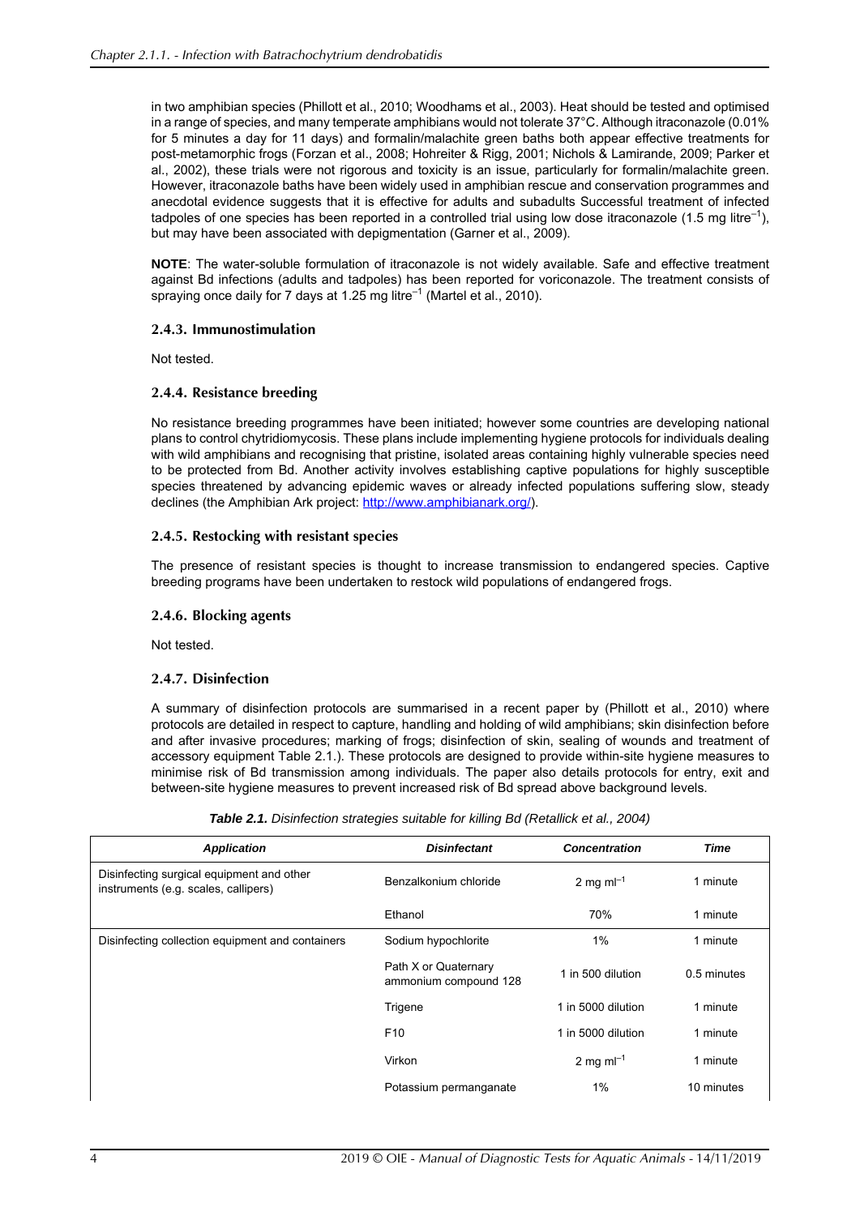in two amphibian species (Phillott et al., 2010; Woodhams et al., 2003). Heat should be tested and optimised in a range of species, and many temperate amphibians would not tolerate 37°C. Although itraconazole (0.01% for 5 minutes a day for 11 days) and formalin/malachite green baths both appear effective treatments for post-metamorphic frogs (Forzan et al., 2008; Hohreiter & Rigg, 2001; Nichols & Lamirande, 2009; Parker et al., 2002), these trials were not rigorous and toxicity is an issue, particularly for formalin/malachite green. However, itraconazole baths have been widely used in amphibian rescue and conservation programmes and anecdotal evidence suggests that it is effective for adults and subadults Successful treatment of infected tadpoles of one species has been reported in a controlled trial using low dose itraconazole (1.5 mg litre$^{-1}$), but may have been associated with depigmentation (Garner et al., 2009).

**NOTE**: The water-soluble formulation of itraconazole is not widely available. Safe and effective treatment against Bd infections (adults and tadpoles) has been reported for voriconazole. The treatment consists of spraying once daily for 7 days at 1.25 mg litre$^{-1}$ (Martel et al., 2010).

### 2.4.3. Immunostimulation

Not tested.

### 2.4.4. Resistance breeding

No resistance breeding programmes have been initiated; however some countries are developing national plans to control chytridiomycosis. These plans include implementing hygiene protocols for individuals dealing with wild amphibians and recognising that pristine, isolated areas containing highly vulnerable species need to be protected from Bd. Another activity involves establishing captive populations for highly susceptible species threatened by advancing epidemic waves or already infected populations suffering slow, steady declines (the Amphibian Ark project: http://www.amphibianark.org/).

### 2.4.5. Restocking with resistant species

The presence of resistant species is thought to increase transmission to endangered species. Captive breeding programs have been undertaken to restock wild populations of endangered frogs.

### 2.4.6. Blocking agents

Not tested.

### 2.4.7. Disinfection

A summary of disinfection protocols are summarised in a recent paper by (Phillott et al., 2010) where protocols are detailed in respect to capture, handling and holding of wild amphibians; skin disinfection before and after invasive procedures; marking of frogs; disinfection of skin, sealing of wounds and treatment of accessory equipment Table 2.1.). These protocols are designed to provide within-site hygiene measures to minimise risk of Bd transmission among individuals. The paper also details protocols for entry, exit and between-site hygiene measures to prevent increased risk of Bd spread above background levels.

***Table 2.1.*** *Disinfection strategies suitable for killing Bd (Retallick et al., 2004)*

| ***Application*** | ***Disinfectant*** | ***Concentration*** | ***Time*** |
|---|---|---|---|
| Disinfecting surgical equipment and other instruments (e.g. scales, callipers) | Benzalkonium chloride | 2 mg ml$^{-1}$ | 1 minute |
| | Ethanol | 70% | 1 minute |
| Disinfecting collection equipment and containers | Sodium hypochlorite | 1% | 1 minute |
| | Path X or Quaternary ammonium compound 128 | 1 in 500 dilution | 0.5 minutes |
| | Trigene | 1 in 5000 dilution | 1 minute |
| | F10 | 1 in 5000 dilution | 1 minute |
| | Virkon | 2 mg ml$^{-1}$ | 1 minute |
| | Potassium permanganate | 1% | 10 minutes |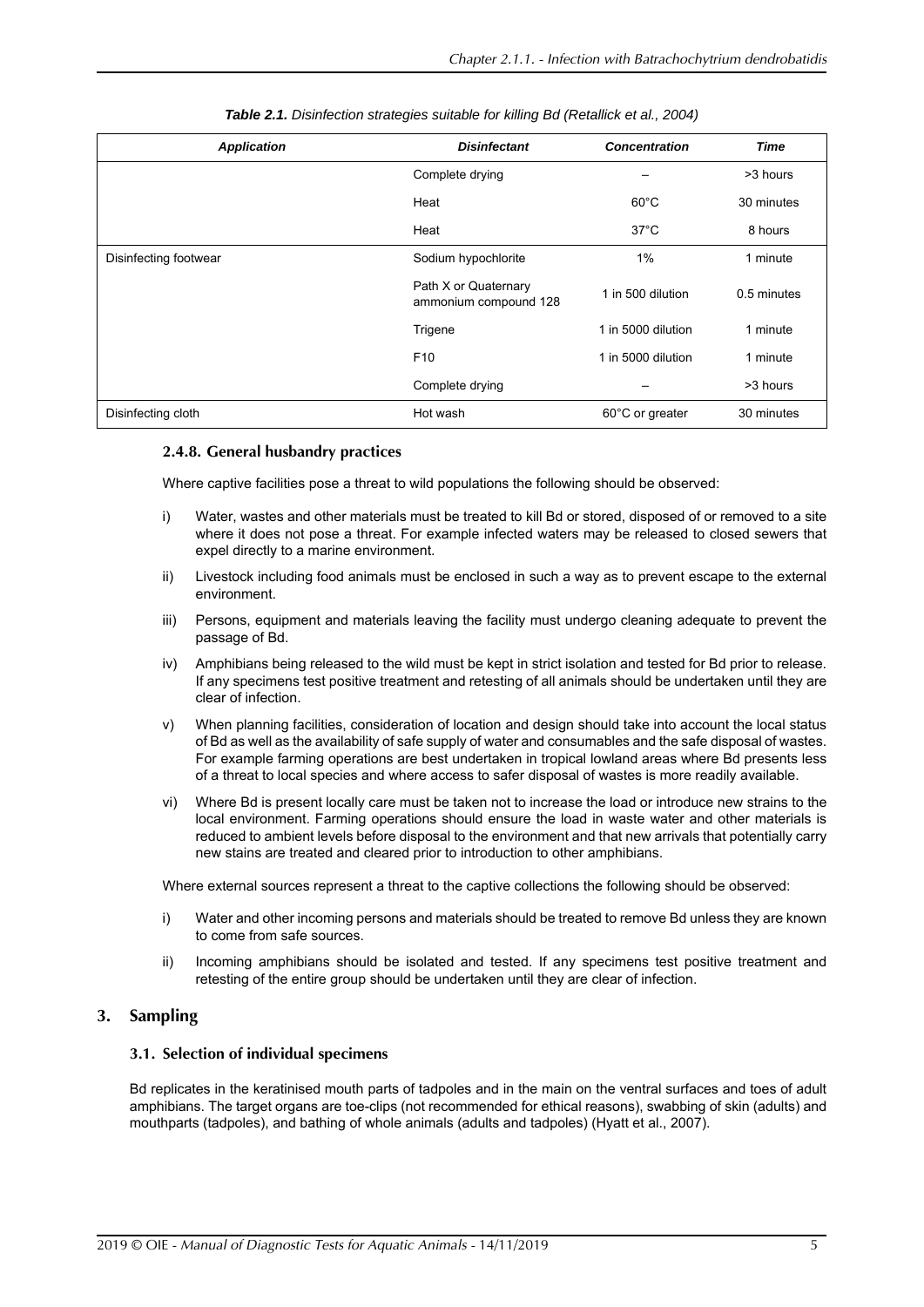*Table 2.1. Disinfection strategies suitable for killing Bd (Retallick et al., 2004)*

| *Application* | *Disinfectant* | *Concentration* | *Time* |
|---|---|---|---|
| | Complete drying | – | >3 hours |
| | Heat | 60°C | 30 minutes |
| | Heat | 37°C | 8 hours |
| Disinfecting footwear | Sodium hypochlorite | 1% | 1 minute |
| | Path X or Quaternary ammonium compound 128 | 1 in 500 dilution | 0.5 minutes |
| | Trigene | 1 in 5000 dilution | 1 minute |
| | F10 | 1 in 5000 dilution | 1 minute |
| | Complete drying | – | >3 hours |
| Disinfecting cloth | Hot wash | 60°C or greater | 30 minutes |

### 2.4.8. General husbandry practices

Where captive facilities pose a threat to wild populations the following should be observed:

i) Water, wastes and other materials must be treated to kill Bd or stored, disposed of or removed to a site where it does not pose a threat. For example infected waters may be released to closed sewers that expel directly to a marine environment.

ii) Livestock including food animals must be enclosed in such a way as to prevent escape to the external environment.

iii) Persons, equipment and materials leaving the facility must undergo cleaning adequate to prevent the passage of Bd.

iv) Amphibians being released to the wild must be kept in strict isolation and tested for Bd prior to release. If any specimens test positive treatment and retesting of all animals should be undertaken until they are clear of infection.

v) When planning facilities, consideration of location and design should take into account the local status of Bd as well as the availability of safe supply of water and consumables and the safe disposal of wastes. For example farming operations are best undertaken in tropical lowland areas where Bd presents less of a threat to local species and where access to safer disposal of wastes is more readily available.

vi) Where Bd is present locally care must be taken not to increase the load or introduce new strains to the local environment. Farming operations should ensure the load in waste water and other materials is reduced to ambient levels before disposal to the environment and that new arrivals that potentially carry new stains are treated and cleared prior to introduction to other amphibians.

Where external sources represent a threat to the captive collections the following should be observed:

i) Water and other incoming persons and materials should be treated to remove Bd unless they are known to come from safe sources.

ii) Incoming amphibians should be isolated and tested. If any specimens test positive treatment and retesting of the entire group should be undertaken until they are clear of infection.

## 3. Sampling

### 3.1. Selection of individual specimens

Bd replicates in the keratinised mouth parts of tadpoles and in the main on the ventral surfaces and toes of adult amphibians. The target organs are toe-clips (not recommended for ethical reasons), swabbing of skin (adults) and mouthparts (tadpoles), and bathing of whole animals (adults and tadpoles) (Hyatt et al., 2007).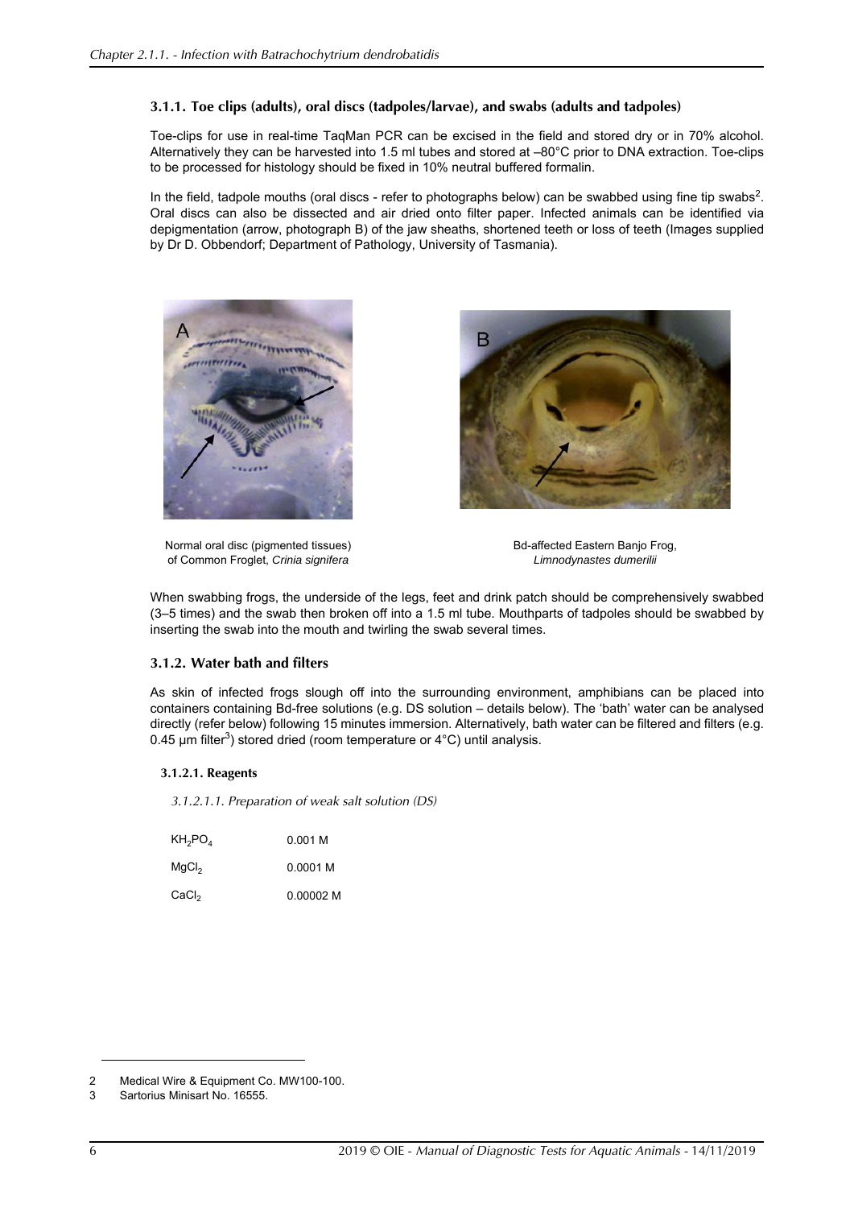### 3.1.1. Toe clips (adults), oral discs (tadpoles/larvae), and swabs (adults and tadpoles)

Toe-clips for use in real-time TaqMan PCR can be excised in the field and stored dry or in 70% alcohol. Alternatively they can be harvested into 1.5 ml tubes and stored at –80°C prior to DNA extraction. Toe-clips to be processed for histology should be fixed in 10% neutral buffered formalin.

In the field, tadpole mouths (oral discs - refer to photographs below) can be swabbed using fine tip swabs[2]. Oral discs can also be dissected and air dried onto filter paper. Infected animals can be identified via depigmentation (arrow, photograph B) of the jaw sheaths, shortened teeth or loss of teeth (Images supplied by Dr D. Obbendorf; Department of Pathology, University of Tasmania).

Normal oral disc (pigmented tissues) of Common Froglet, *Crinia signifera*

Bd-affected Eastern Banjo Frog, *Limnodynastes dumerilii*

When swabbing frogs, the underside of the legs, feet and drink patch should be comprehensively swabbed (3–5 times) and the swab then broken off into a 1.5 ml tube. Mouthparts of tadpoles should be swabbed by inserting the swab into the mouth and twirling the swab several times.

### 3.1.2. Water bath and filters

As skin of infected frogs slough off into the surrounding environment, amphibians can be placed into containers containing Bd-free solutions (e.g. DS solution – details below). The 'bath' water can be analysed directly (refer below) following 15 minutes immersion. Alternatively, bath water can be filtered and filters (e.g. 0.45 µm filter[3]) stored dried (room temperature or 4°C) until analysis.

#### 3.1.2.1. Reagents

*3.1.2.1.1. Preparation of weak salt solution (DS)*

| | |
|---|---|
| $KH_2PO_4$ | 0.001 M |
| $MgCl_2$ | 0.0001 M |
| $CaCl_2$ | 0.00002 M |

---

2 Medical Wire & Equipment Co. MW100-100.

3 Sartorius Minisart No. 16555.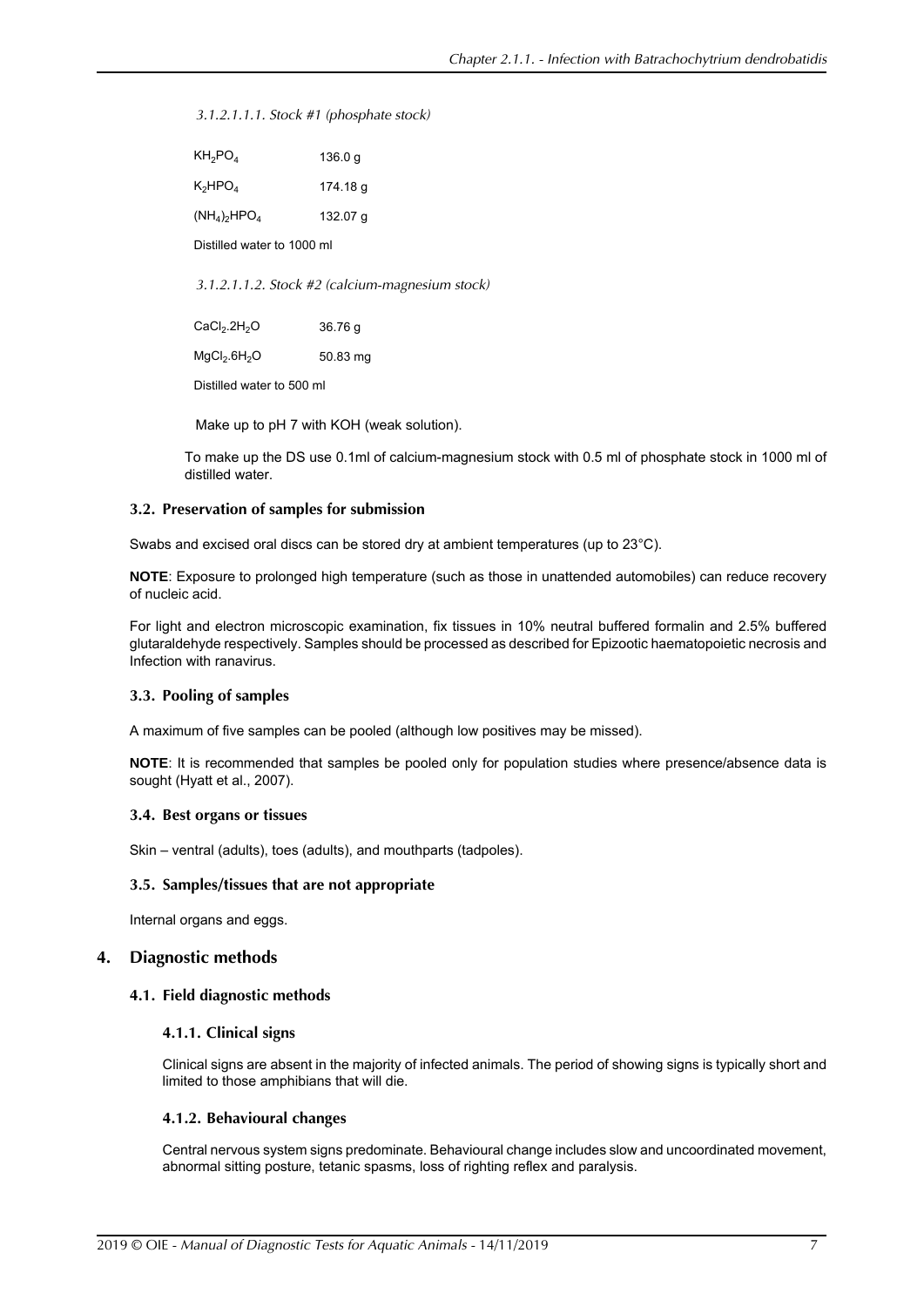*3.1.2.1.1.1. Stock #1 (phosphate stock)*

| | |
|---|---|
| $KH_2PO_4$ | 136.0 g |
| $K_2HPO_4$ | 174.18 g |
| $(NH_4)_2HPO_4$ | 132.07 g |

Distilled water to 1000 ml

*3.1.2.1.1.2. Stock #2 (calcium-magnesium stock)*

| | |
|---|---|
| $CaCl_2.2H_2O$ | 36.76 g |
| $MgCl_2.6H_2O$ | 50.83 mg |

Distilled water to 500 ml

Make up to pH 7 with KOH (weak solution).

To make up the DS use 0.1ml of calcium-magnesium stock with 0.5 ml of phosphate stock in 1000 ml of distilled water.

### 3.2. Preservation of samples for submission

Swabs and excised oral discs can be stored dry at ambient temperatures (up to 23°C).

**NOTE**: Exposure to prolonged high temperature (such as those in unattended automobiles) can reduce recovery of nucleic acid.

For light and electron microscopic examination, fix tissues in 10% neutral buffered formalin and 2.5% buffered glutaraldehyde respectively. Samples should be processed as described for Epizootic haematopoietic necrosis and Infection with ranavirus.

### 3.3. Pooling of samples

A maximum of five samples can be pooled (although low positives may be missed).

**NOTE**: It is recommended that samples be pooled only for population studies where presence/absence data is sought (Hyatt et al., 2007).

### 3.4. Best organs or tissues

Skin – ventral (adults), toes (adults), and mouthparts (tadpoles).

### 3.5. Samples/tissues that are not appropriate

Internal organs and eggs.

## 4. Diagnostic methods

### 4.1. Field diagnostic methods

#### 4.1.1. Clinical signs

Clinical signs are absent in the majority of infected animals. The period of showing signs is typically short and limited to those amphibians that will die.

#### 4.1.2. Behavioural changes

Central nervous system signs predominate. Behavioural change includes slow and uncoordinated movement, abnormal sitting posture, tetanic spasms, loss of righting reflex and paralysis.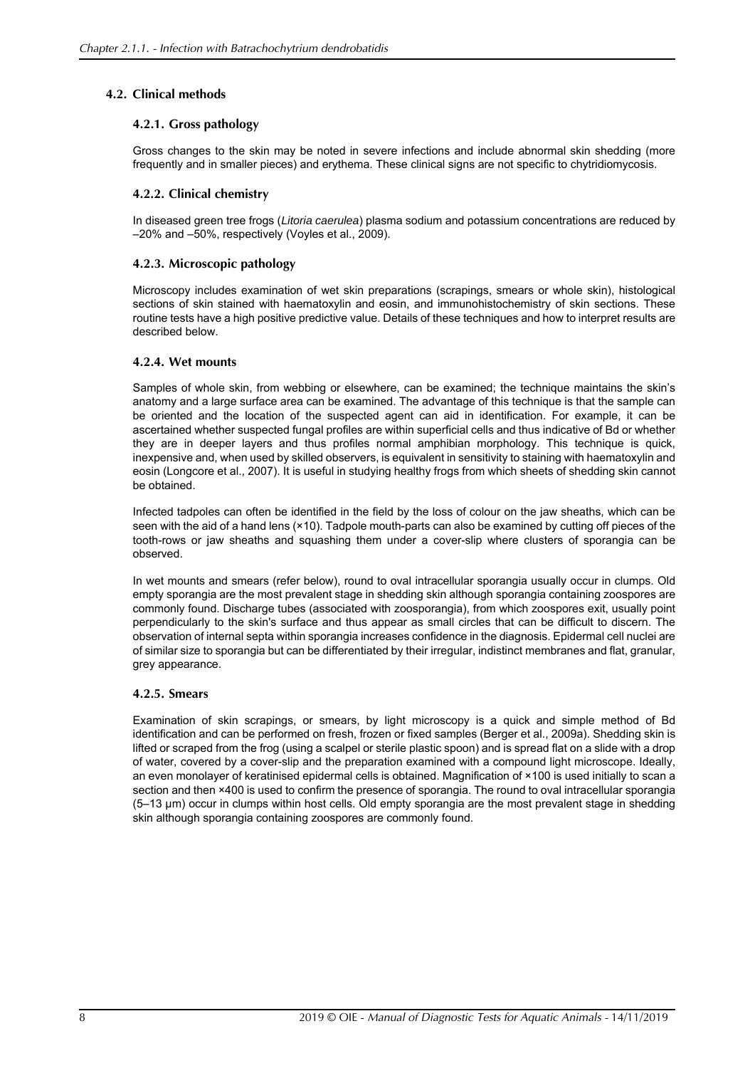## 4.2. Clinical methods

### 4.2.1. Gross pathology

Gross changes to the skin may be noted in severe infections and include abnormal skin shedding (more frequently and in smaller pieces) and erythema. These clinical signs are not specific to chytridiomycosis.

### 4.2.2. Clinical chemistry

In diseased green tree frogs (*Litoria caerulea*) plasma sodium and potassium concentrations are reduced by –20% and –50%, respectively (Voyles et al., 2009).

### 4.2.3. Microscopic pathology

Microscopy includes examination of wet skin preparations (scrapings, smears or whole skin), histological sections of skin stained with haematoxylin and eosin, and immunohistochemistry of skin sections. These routine tests have a high positive predictive value. Details of these techniques and how to interpret results are described below.

### 4.2.4. Wet mounts

Samples of whole skin, from webbing or elsewhere, can be examined; the technique maintains the skin's anatomy and a large surface area can be examined. The advantage of this technique is that the sample can be oriented and the location of the suspected agent can aid in identification. For example, it can be ascertained whether suspected fungal profiles are within superficial cells and thus indicative of Bd or whether they are in deeper layers and thus profiles normal amphibian morphology. This technique is quick, inexpensive and, when used by skilled observers, is equivalent in sensitivity to staining with haematoxylin and eosin (Longcore et al., 2007). It is useful in studying healthy frogs from which sheets of shedding skin cannot be obtained.

Infected tadpoles can often be identified in the field by the loss of colour on the jaw sheaths, which can be seen with the aid of a hand lens (×10). Tadpole mouth-parts can also be examined by cutting off pieces of the tooth-rows or jaw sheaths and squashing them under a cover-slip where clusters of sporangia can be observed.

In wet mounts and smears (refer below), round to oval intracellular sporangia usually occur in clumps. Old empty sporangia are the most prevalent stage in shedding skin although sporangia containing zoospores are commonly found. Discharge tubes (associated with zoosporangia), from which zoospores exit, usually point perpendicularly to the skin's surface and thus appear as small circles that can be difficult to discern. The observation of internal septa within sporangia increases confidence in the diagnosis. Epidermal cell nuclei are of similar size to sporangia but can be differentiated by their irregular, indistinct membranes and flat, granular, grey appearance.

### 4.2.5. Smears

Examination of skin scrapings, or smears, by light microscopy is a quick and simple method of Bd identification and can be performed on fresh, frozen or fixed samples (Berger et al., 2009a). Shedding skin is lifted or scraped from the frog (using a scalpel or sterile plastic spoon) and is spread flat on a slide with a drop of water, covered by a cover-slip and the preparation examined with a compound light microscope. Ideally, an even monolayer of keratinised epidermal cells is obtained. Magnification of ×100 is used initially to scan a section and then ×400 is used to confirm the presence of sporangia. The round to oval intracellular sporangia (5–13 µm) occur in clumps within host cells. Old empty sporangia are the most prevalent stage in shedding skin although sporangia containing zoospores are commonly found.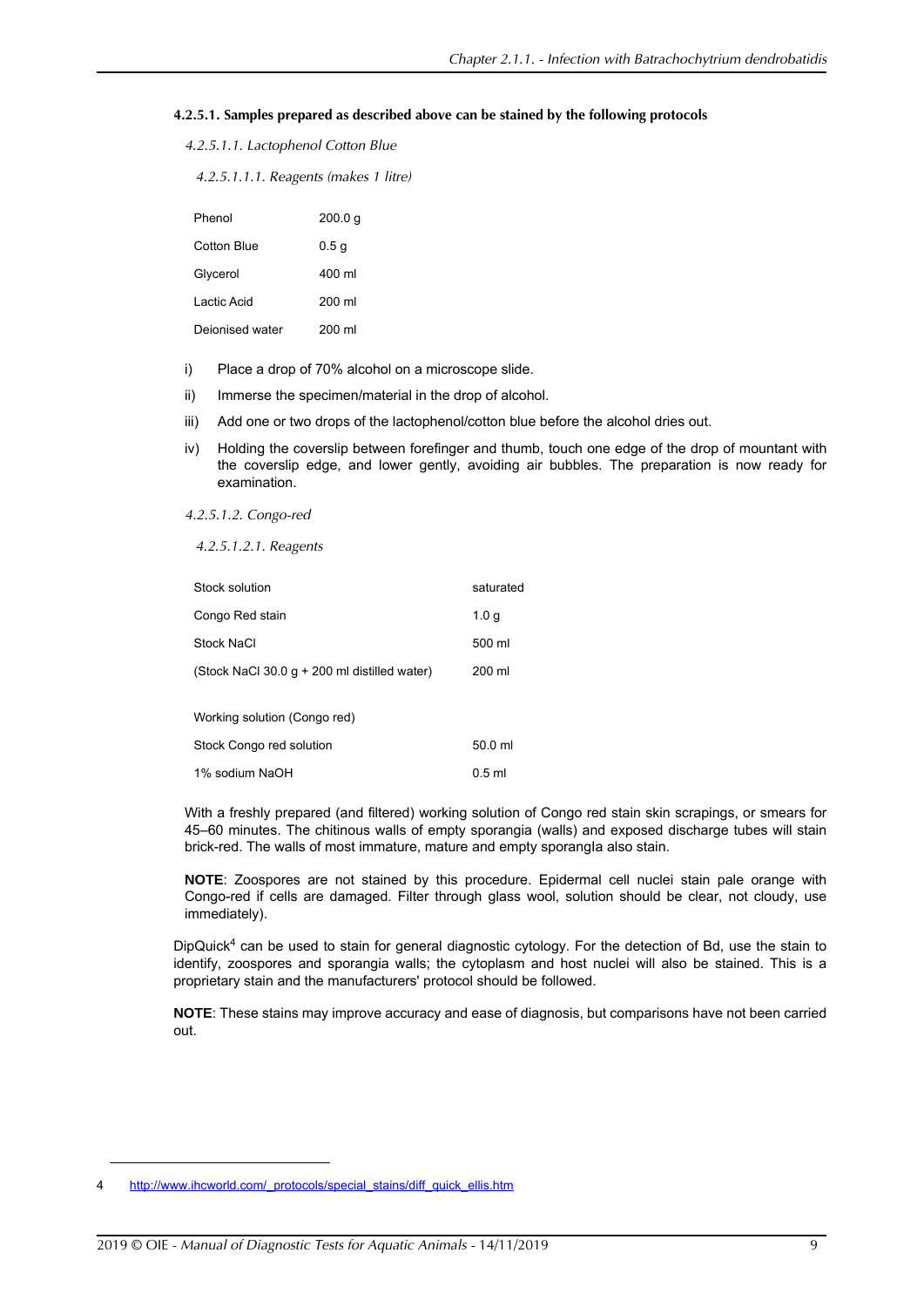#### 4.2.5.1. Samples prepared as described above can be stained by the following protocols

*4.2.5.1.1. Lactophenol Cotton Blue*

*4.2.5.1.1.1. Reagents (makes 1 litre)*

| | |
|---|---|
| Phenol | 200.0 g |
| Cotton Blue | 0.5 g |
| Glycerol | 400 ml |
| Lactic Acid | 200 ml |
| Deionised water | 200 ml |

i) Place a drop of 70% alcohol on a microscope slide.

ii) Immerse the specimen/material in the drop of alcohol.

iii) Add one or two drops of the lactophenol/cotton blue before the alcohol dries out.

iv) Holding the coverslip between forefinger and thumb, touch one edge of the drop of mountant with the coverslip edge, and lower gently, avoiding air bubbles. The preparation is now ready for examination.

*4.2.5.1.2. Congo-red*

*4.2.5.1.2.1. Reagents*

| | |
|---|---|
| Stock solution | saturated |
| Congo Red stain | 1.0 g |
| Stock NaCl | 500 ml |
| (Stock NaCl 30.0 g + 200 ml distilled water) | 200 ml |
| | |
| Working solution (Congo red) | |
| Stock Congo red solution | 50.0 ml |
| 1% sodium NaOH | 0.5 ml |

With a freshly prepared (and filtered) working solution of Congo red stain skin scrapings, or smears for 45–60 minutes. The chitinous walls of empty sporangia (walls) and exposed discharge tubes will stain brick-red. The walls of most immature, mature and empty sporangla also stain.

**NOTE**: Zoospores are not stained by this procedure. Epidermal cell nuclei stain pale orange with Congo-red if cells are damaged. Filter through glass wool, solution should be clear, not cloudy, use immediately).

DipQuick[4] can be used to stain for general diagnostic cytology. For the detection of Bd, use the stain to identify, zoospores and sporangia walls; the cytoplasm and host nuclei will also be stained. This is a proprietary stain and the manufacturers' protocol should be followed.

**NOTE**: These stains may improve accuracy and ease of diagnosis, but comparisons have not been carried out.

---

4 http://www.ihcworld.com/_protocols/special_stains/diff_quick_ellis.htm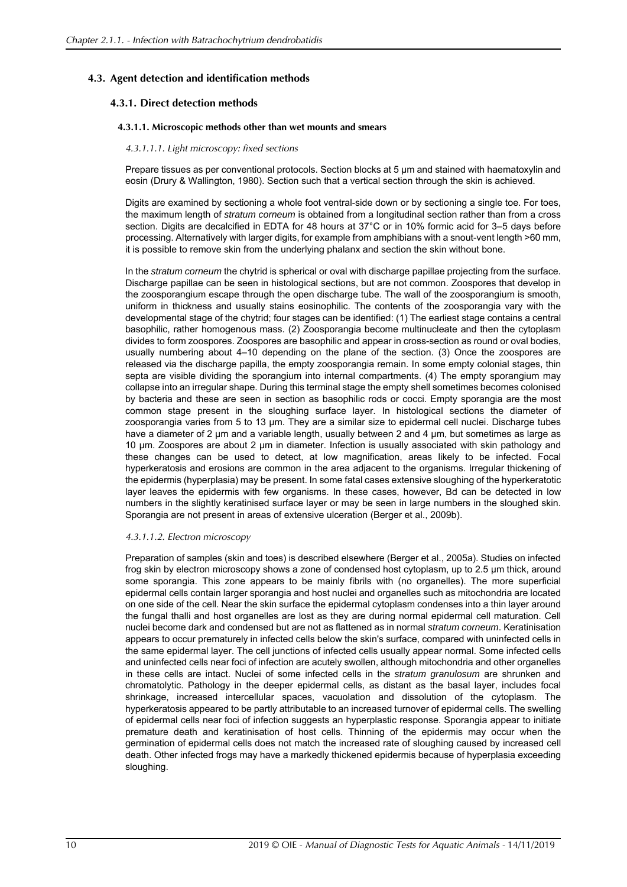## 4.3. Agent detection and identification methods

### 4.3.1. Direct detection methods

#### 4.3.1.1. Microscopic methods other than wet mounts and smears

##### *4.3.1.1.1. Light microscopy: fixed sections*

Prepare tissues as per conventional protocols. Section blocks at 5 µm and stained with haematoxylin and eosin (Drury & Wallington, 1980). Section such that a vertical section through the skin is achieved.

Digits are examined by sectioning a whole foot ventral-side down or by sectioning a single toe. For toes, the maximum length of *stratum corneum* is obtained from a longitudinal section rather than from a cross section. Digits are decalcified in EDTA for 48 hours at 37°C or in 10% formic acid for 3–5 days before processing. Alternatively with larger digits, for example from amphibians with a snout-vent length >60 mm, it is possible to remove skin from the underlying phalanx and section the skin without bone.

In the *stratum corneum* the chytrid is spherical or oval with discharge papillae projecting from the surface. Discharge papillae can be seen in histological sections, but are not common. Zoospores that develop in the zoosporangium escape through the open discharge tube. The wall of the zoosporangium is smooth, uniform in thickness and usually stains eosinophilic. The contents of the zoosporangia vary with the developmental stage of the chytrid; four stages can be identified: (1) The earliest stage contains a central basophilic, rather homogenous mass. (2) Zoosporangia become multinucleate and then the cytoplasm divides to form zoospores. Zoospores are basophilic and appear in cross-section as round or oval bodies, usually numbering about 4–10 depending on the plane of the section. (3) Once the zoospores are released via the discharge papilla, the empty zoosporangia remain. In some empty colonial stages, thin septa are visible dividing the sporangium into internal compartments. (4) The empty sporangium may collapse into an irregular shape. During this terminal stage the empty shell sometimes becomes colonised by bacteria and these are seen in section as basophilic rods or cocci. Empty sporangia are the most common stage present in the sloughing surface layer. In histological sections the diameter of zoosporangia varies from 5 to 13 µm. They are a similar size to epidermal cell nuclei. Discharge tubes have a diameter of 2 µm and a variable length, usually between 2 and 4 µm, but sometimes as large as 10 µm. Zoospores are about 2 µm in diameter. Infection is usually associated with skin pathology and these changes can be used to detect, at low magnification, areas likely to be infected. Focal hyperkeratosis and erosions are common in the area adjacent to the organisms. Irregular thickening of the epidermis (hyperplasia) may be present. In some fatal cases extensive sloughing of the hyperkeratotic layer leaves the epidermis with few organisms. In these cases, however, Bd can be detected in low numbers in the slightly keratinised surface layer or may be seen in large numbers in the sloughed skin. Sporangia are not present in areas of extensive ulceration (Berger et al., 2009b).

##### *4.3.1.1.2. Electron microscopy*

Preparation of samples (skin and toes) is described elsewhere (Berger et al., 2005a). Studies on infected frog skin by electron microscopy shows a zone of condensed host cytoplasm, up to 2.5 µm thick, around some sporangia. This zone appears to be mainly fibrils with (no organelles). The more superficial epidermal cells contain larger sporangia and host nuclei and organelles such as mitochondria are located on one side of the cell. Near the skin surface the epidermal cytoplasm condenses into a thin layer around the fungal thalli and host organelles are lost as they are during normal epidermal cell maturation. Cell nuclei become dark and condensed but are not as flattened as in normal *stratum corneum*. Keratinisation appears to occur prematurely in infected cells below the skin's surface, compared with uninfected cells in the same epidermal layer. The cell junctions of infected cells usually appear normal. Some infected cells and uninfected cells near foci of infection are acutely swollen, although mitochondria and other organelles in these cells are intact. Nuclei of some infected cells in the *stratum granulosum* are shrunken and chromatolytic. Pathology in the deeper epidermal cells, as distant as the basal layer, includes focal shrinkage, increased intercellular spaces, vacuolation and dissolution of the cytoplasm. The hyperkeratosis appeared to be partly attributable to an increased turnover of epidermal cells. The swelling of epidermal cells near foci of infection suggests an hyperplastic response. Sporangia appear to initiate premature death and keratinisation of host cells. Thinning of the epidermis may occur when the germination of epidermal cells does not match the increased rate of sloughing caused by increased cell death. Other infected frogs may have a markedly thickened epidermis because of hyperplasia exceeding sloughing.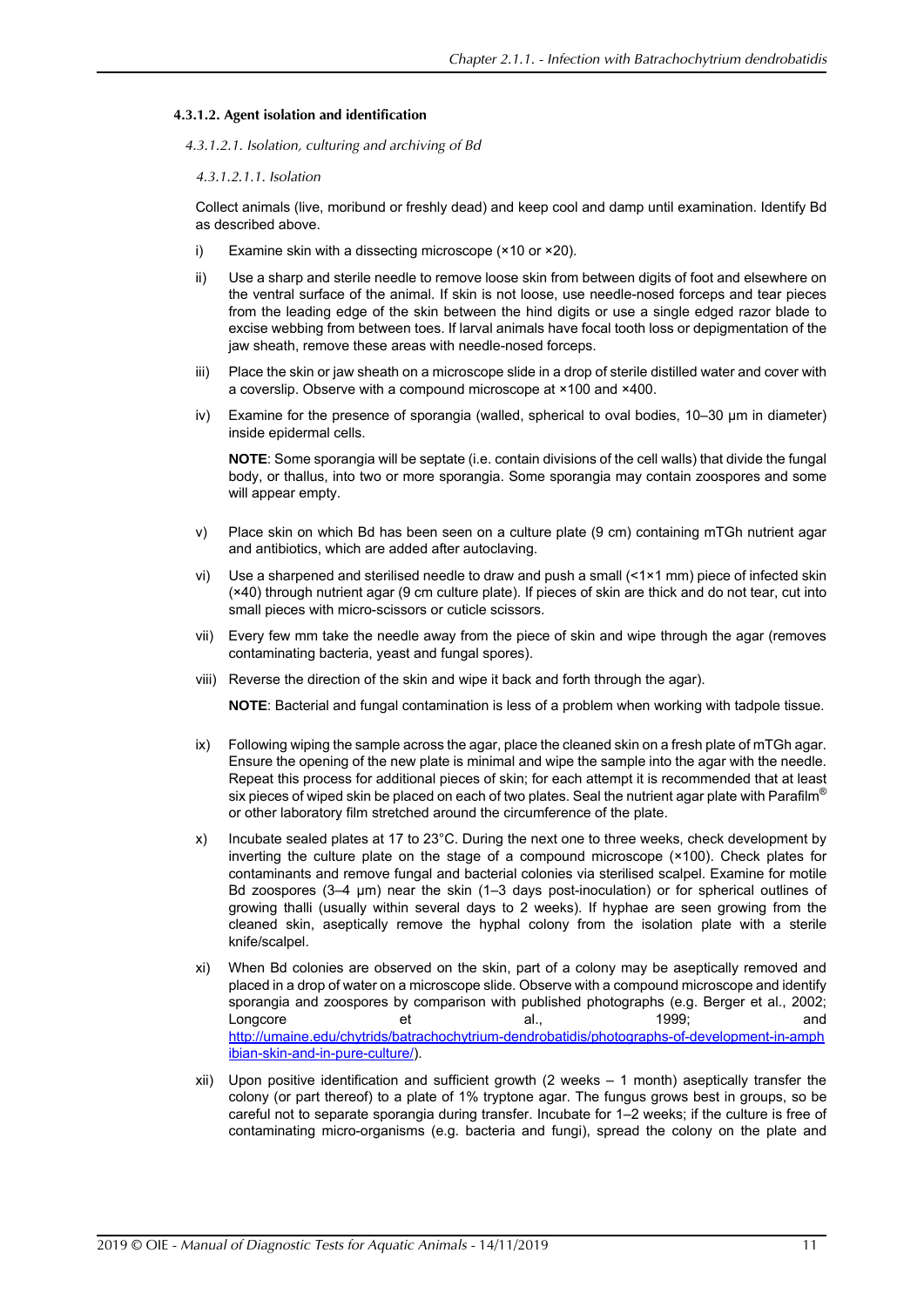#### 4.3.1.2. Agent isolation and identification

*4.3.1.2.1. Isolation, culturing and archiving of Bd*

*4.3.1.2.1.1. Isolation*

Collect animals (live, moribund or freshly dead) and keep cool and damp until examination. Identify Bd as described above.

i) Examine skin with a dissecting microscope (×10 or ×20).

ii) Use a sharp and sterile needle to remove loose skin from between digits of foot and elsewhere on the ventral surface of the animal. If skin is not loose, use needle-nosed forceps and tear pieces from the leading edge of the skin between the hind digits or use a single edged razor blade to excise webbing from between toes. If larval animals have focal tooth loss or depigmentation of the jaw sheath, remove these areas with needle-nosed forceps.

iii) Place the skin or jaw sheath on a microscope slide in a drop of sterile distilled water and cover with a coverslip. Observe with a compound microscope at ×100 and ×400.

iv) Examine for the presence of sporangia (walled, spherical to oval bodies, 10–30 µm in diameter) inside epidermal cells.

   **NOTE**: Some sporangia will be septate (i.e. contain divisions of the cell walls) that divide the fungal body, or thallus, into two or more sporangia. Some sporangia may contain zoospores and some will appear empty.

v) Place skin on which Bd has been seen on a culture plate (9 cm) containing mTGh nutrient agar and antibiotics, which are added after autoclaving.

vi) Use a sharpened and sterilised needle to draw and push a small (<1×1 mm) piece of infected skin (×40) through nutrient agar (9 cm culture plate). If pieces of skin are thick and do not tear, cut into small pieces with micro-scissors or cuticle scissors.

vii) Every few mm take the needle away from the piece of skin and wipe through the agar (removes contaminating bacteria, yeast and fungal spores).

viii) Reverse the direction of the skin and wipe it back and forth through the agar).

   **NOTE**: Bacterial and fungal contamination is less of a problem when working with tadpole tissue.

ix) Following wiping the sample across the agar, place the cleaned skin on a fresh plate of mTGh agar. Ensure the opening of the new plate is minimal and wipe the sample into the agar with the needle. Repeat this process for additional pieces of skin; for each attempt it is recommended that at least six pieces of wiped skin be placed on each of two plates. Seal the nutrient agar plate with Parafilm® or other laboratory film stretched around the circumference of the plate.

x) Incubate sealed plates at 17 to 23°C. During the next one to three weeks, check development by inverting the culture plate on the stage of a compound microscope (×100). Check plates for contaminants and remove fungal and bacterial colonies via sterilised scalpel. Examine for motile Bd zoospores (3–4 µm) near the skin (1–3 days post-inoculation) or for spherical outlines of growing thalli (usually within several days to 2 weeks). If hyphae are seen growing from the cleaned skin, aseptically remove the hyphal colony from the isolation plate with a sterile knife/scalpel.

xi) When Bd colonies are observed on the skin, part of a colony may be aseptically removed and placed in a drop of water on a microscope slide. Observe with a compound microscope and identify sporangia and zoospores by comparison with published photographs (e.g. Berger et al., 2002; Longcore et al., 1999; and [http://umaine.edu/chytrids/batrachochytrium-dendrobatidis/photographs-of-development-in-amphibian-skin-and-in-pure-culture/](http://umaine.edu/chytrids/batrachochytrium-dendrobatidis/photographs-of-development-in-amphibian-skin-and-in-pure-culture/)).

xii) Upon positive identification and sufficient growth (2 weeks – 1 month) aseptically transfer the colony (or part thereof) to a plate of 1% tryptone agar. The fungus grows best in groups, so be careful not to separate sporangia during transfer. Incubate for 1–2 weeks; if the culture is free of contaminating micro-organisms (e.g. bacteria and fungi), spread the colony on the plate and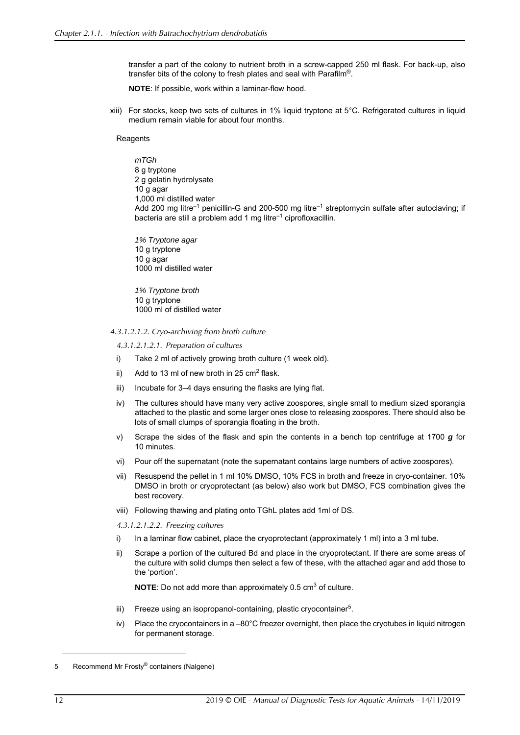transfer a part of the colony to nutrient broth in a screw-capped 250 ml flask. For back-up, also transfer bits of the colony to fresh plates and seal with Parafilm®.

**NOTE**: If possible, work within a laminar-flow hood.

xiii) For stocks, keep two sets of cultures in 1% liquid tryptone at 5°C. Refrigerated cultures in liquid medium remain viable for about four months.

Reagents

*mTGh*
8 g tryptone
2 g gelatin hydrolysate
10 g agar
1,000 ml distilled water
Add 200 mg litre$^{-1}$ penicillin-G and 200-500 mg litre$^{-1}$ streptomycin sulfate after autoclaving; if bacteria are still a problem add 1 mg litre$^{-1}$ ciprofloxacillin.

*1% Tryptone agar*
10 g tryptone
10 g agar
1000 ml distilled water

*1% Tryptone broth*
10 g tryptone
1000 ml of distilled water

*4.3.1.2.1.2. Cryo-archiving from broth culture*

*4.3.1.2.1.2.1. Preparation of cultures*

i) Take 2 ml of actively growing broth culture (1 week old).

ii) Add to 13 ml of new broth in 25 cm$^2$ flask.

iii) Incubate for 3–4 days ensuring the flasks are lying flat.

iv) The cultures should have many very active zoospores, single small to medium sized sporangia attached to the plastic and some larger ones close to releasing zoospores. There should also be lots of small clumps of sporangia floating in the broth.

v) Scrape the sides of the flask and spin the contents in a bench top centrifuge at 1700 ***g*** for 10 minutes.

vi) Pour off the supernatant (note the supernatant contains large numbers of active zoospores).

vii) Resuspend the pellet in 1 ml 10% DMSO, 10% FCS in broth and freeze in cryo-container. 10% DMSO in broth or cryoprotectant (as below) also work but DMSO, FCS combination gives the best recovery.

viii) Following thawing and plating onto TGhL plates add 1ml of DS.

*4.3.1.2.1.2.2. Freezing cultures*

i) In a laminar flow cabinet, place the cryoprotectant (approximately 1 ml) into a 3 ml tube.

ii) Scrape a portion of the cultured Bd and place in the cryoprotectant. If there are some areas of the culture with solid clumps then select a few of these, with the attached agar and add those to the 'portion'.

**NOTE**: Do not add more than approximately 0.5 cm$^3$ of culture.

iii) Freeze using an isopropanol-containing, plastic cryocontainer[5].

iv) Place the cryocontainers in a –80°C freezer overnight, then place the cryotubes in liquid nitrogen for permanent storage.

5 Recommend Mr Frosty® containers (Nalgene)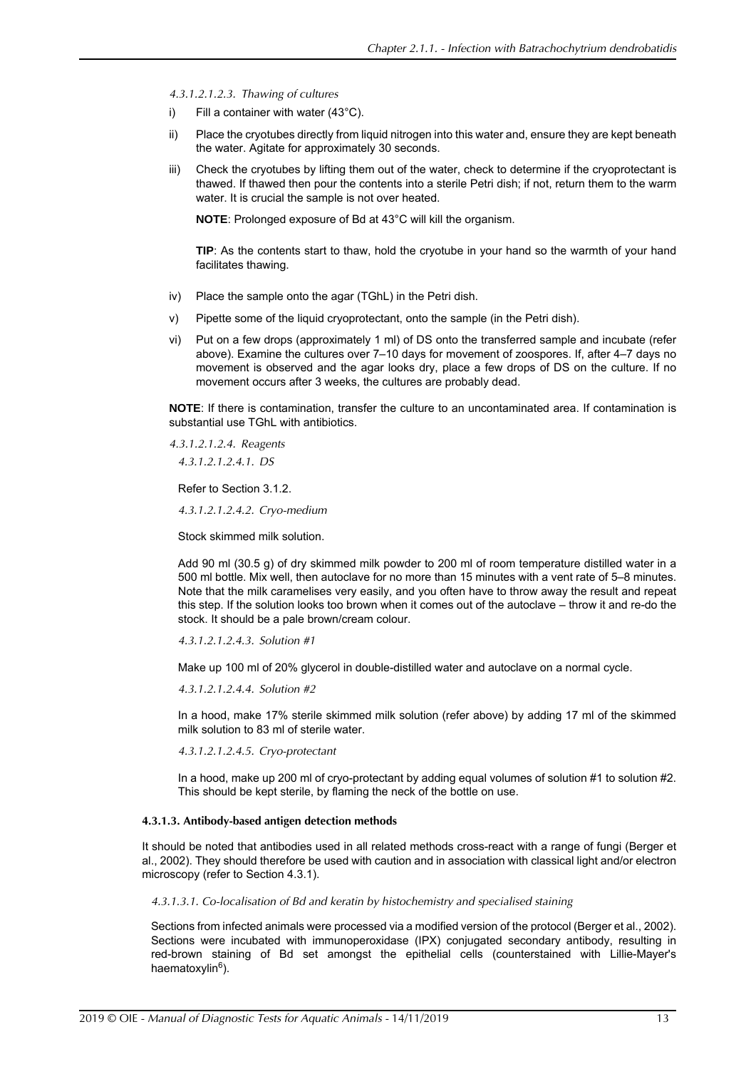*4.3.1.2.1.2.3. Thawing of cultures*

i) Fill a container with water (43°C).

ii) Place the cryotubes directly from liquid nitrogen into this water and, ensure they are kept beneath the water. Agitate for approximately 30 seconds.

iii) Check the cryotubes by lifting them out of the water, check to determine if the cryoprotectant is thawed. If thawed then pour the contents into a sterile Petri dish; if not, return them to the warm water. It is crucial the sample is not over heated.

   **NOTE**: Prolonged exposure of Bd at 43°C will kill the organism.

   **TIP**: As the contents start to thaw, hold the cryotube in your hand so the warmth of your hand facilitates thawing.

iv) Place the sample onto the agar (TGhL) in the Petri dish.

v) Pipette some of the liquid cryoprotectant, onto the sample (in the Petri dish).

vi) Put on a few drops (approximately 1 ml) of DS onto the transferred sample and incubate (refer above). Examine the cultures over 7–10 days for movement of zoospores. If, after 4–7 days no movement is observed and the agar looks dry, place a few drops of DS on the culture. If no movement occurs after 3 weeks, the cultures are probably dead.

**NOTE**: If there is contamination, transfer the culture to an uncontaminated area. If contamination is substantial use TGhL with antibiotics.

*4.3.1.2.1.2.4. Reagents*

*4.3.1.2.1.2.4.1. DS*

Refer to Section 3.1.2.

*4.3.1.2.1.2.4.2. Cryo-medium*

Stock skimmed milk solution.

Add 90 ml (30.5 g) of dry skimmed milk powder to 200 ml of room temperature distilled water in a 500 ml bottle. Mix well, then autoclave for no more than 15 minutes with a vent rate of 5–8 minutes. Note that the milk caramelises very easily, and you often have to throw away the result and repeat this step. If the solution looks too brown when it comes out of the autoclave – throw it and re-do the stock. It should be a pale brown/cream colour.

*4.3.1.2.1.2.4.3. Solution #1*

Make up 100 ml of 20% glycerol in double-distilled water and autoclave on a normal cycle.

*4.3.1.2.1.2.4.4. Solution #2*

In a hood, make 17% sterile skimmed milk solution (refer above) by adding 17 ml of the skimmed milk solution to 83 ml of sterile water.

*4.3.1.2.1.2.4.5. Cryo-protectant*

In a hood, make up 200 ml of cryo-protectant by adding equal volumes of solution #1 to solution #2. This should be kept sterile, by flaming the neck of the bottle on use.

#### 4.3.1.3. Antibody-based antigen detection methods

It should be noted that antibodies used in all related methods cross-react with a range of fungi (Berger et al., 2002). They should therefore be used with caution and in association with classical light and/or electron microscopy (refer to Section 4.3.1).

*4.3.1.3.1. Co-localisation of Bd and keratin by histochemistry and specialised staining*

Sections from infected animals were processed via a modified version of the protocol (Berger et al., 2002). Sections were incubated with immunoperoxidase (IPX) conjugated secondary antibody, resulting in red-brown staining of Bd set amongst the epithelial cells (counterstained with Lillie-Mayer's haematoxylin[6]).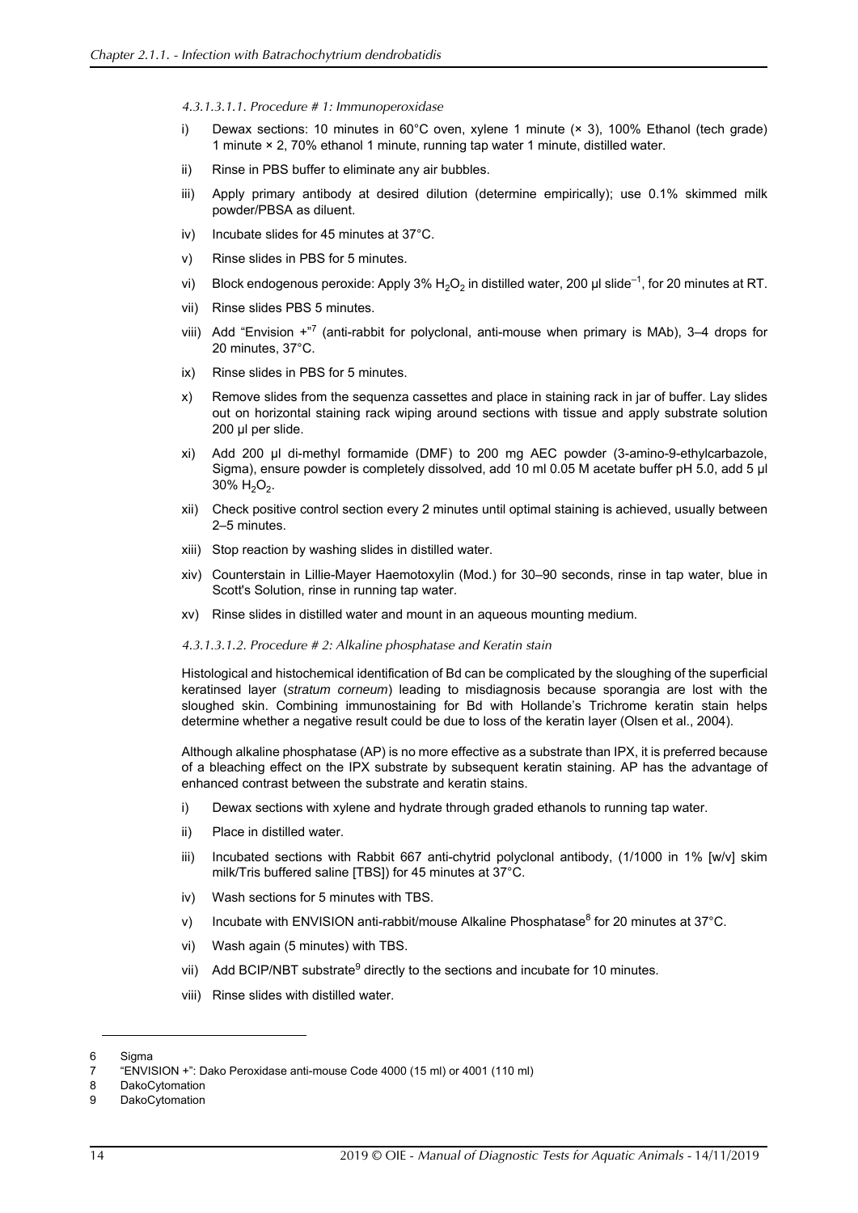*4.3.1.3.1.1. Procedure # 1: Immunoperoxidase*

i) Dewax sections: 10 minutes in 60°C oven, xylene 1 minute (× 3), 100% Ethanol (tech grade) 1 minute × 2, 70% ethanol 1 minute, running tap water 1 minute, distilled water.

ii) Rinse in PBS buffer to eliminate any air bubbles.

iii) Apply primary antibody at desired dilution (determine empirically); use 0.1% skimmed milk powder/PBSA as diluent.

iv) Incubate slides for 45 minutes at 37°C.

v) Rinse slides in PBS for 5 minutes.

vi) Block endogenous peroxide: Apply 3% $H_2O_2$ in distilled water, 200 µl slide$^{-1}$, for 20 minutes at RT.

vii) Rinse slides PBS 5 minutes.

viii) Add "Envision +"[7] (anti-rabbit for polyclonal, anti-mouse when primary is MAb), 3–4 drops for 20 minutes, 37°C.

ix) Rinse slides in PBS for 5 minutes.

x) Remove slides from the sequenza cassettes and place in staining rack in jar of buffer. Lay slides out on horizontal staining rack wiping around sections with tissue and apply substrate solution 200 µl per slide.

xi) Add 200 µl di-methyl formamide (DMF) to 200 mg AEC powder (3-amino-9-ethylcarbazole, Sigma), ensure powder is completely dissolved, add 10 ml 0.05 M acetate buffer pH 5.0, add 5 µl 30% $H_2O_2$.

xii) Check positive control section every 2 minutes until optimal staining is achieved, usually between 2–5 minutes.

xiii) Stop reaction by washing slides in distilled water.

xiv) Counterstain in Lillie-Mayer Haemotoxylin (Mod.) for 30–90 seconds, rinse in tap water, blue in Scott's Solution, rinse in running tap water.

xv) Rinse slides in distilled water and mount in an aqueous mounting medium.

*4.3.1.3.1.2. Procedure # 2: Alkaline phosphatase and Keratin stain*

Histological and histochemical identification of Bd can be complicated by the sloughing of the superficial keratinsed layer (*stratum corneum*) leading to misdiagnosis because sporangia are lost with the sloughed skin. Combining immunostaining for Bd with Hollande's Trichrome keratin stain helps determine whether a negative result could be due to loss of the keratin layer (Olsen et al., 2004).

Although alkaline phosphatase (AP) is no more effective as a substrate than IPX, it is preferred because of a bleaching effect on the IPX substrate by subsequent keratin staining. AP has the advantage of enhanced contrast between the substrate and keratin stains.

i) Dewax sections with xylene and hydrate through graded ethanols to running tap water.

ii) Place in distilled water.

iii) Incubated sections with Rabbit 667 anti-chytrid polyclonal antibody, (1/1000 in 1% [w/v] skim milk/Tris buffered saline [TBS]) for 45 minutes at 37°C.

iv) Wash sections for 5 minutes with TBS.

v) Incubate with ENVISION anti-rabbit/mouse Alkaline Phosphatase[8] for 20 minutes at 37°C.

vi) Wash again (5 minutes) with TBS.

vii) Add BCIP/NBT substrate[9] directly to the sections and incubate for 10 minutes.

viii) Rinse slides with distilled water.

---

6 Sigma

7 "ENVISION +": Dako Peroxidase anti-mouse Code 4000 (15 ml) or 4001 (110 ml)

8 DakoCytomation

9 DakoCytomation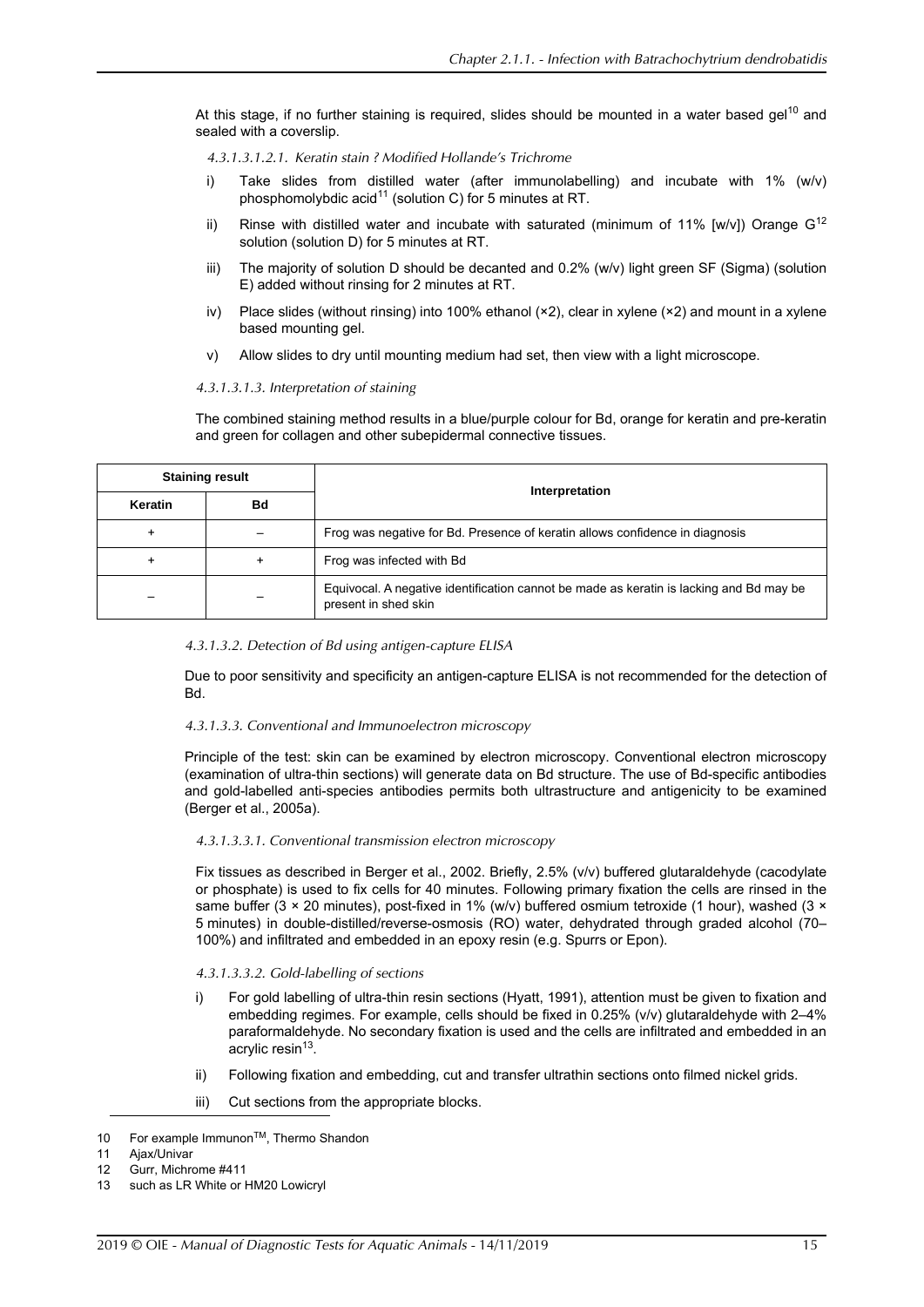At this stage, if no further staining is required, slides should be mounted in a water based gel[10] and sealed with a coverslip.

*4.3.1.3.1.2.1. Keratin stain ? Modified Hollande's Trichrome*

i) Take slides from distilled water (after immunolabelling) and incubate with 1% (w/v) phosphomolybdic acid[11] (solution C) for 5 minutes at RT.

ii) Rinse with distilled water and incubate with saturated (minimum of 11% [w/v]) Orange G[12] solution (solution D) for 5 minutes at RT.

iii) The majority of solution D should be decanted and 0.2% (w/v) light green SF (Sigma) (solution E) added without rinsing for 2 minutes at RT.

iv) Place slides (without rinsing) into 100% ethanol (×2), clear in xylene (×2) and mount in a xylene based mounting gel.

v) Allow slides to dry until mounting medium had set, then view with a light microscope.

*4.3.1.3.1.3. Interpretation of staining*

The combined staining method results in a blue/purple colour for Bd, orange for keratin and pre-keratin and green for collagen and other subepidermal connective tissues.

| Staining result | | Interpretation |
|---|---|---|
| Keratin | Bd | |
| + | – | Frog was negative for Bd. Presence of keratin allows confidence in diagnosis |
| + | + | Frog was infected with Bd |
| – | – | Equivocal. A negative identification cannot be made as keratin is lacking and Bd may be present in shed skin |

*4.3.1.3.2. Detection of Bd using antigen-capture ELISA*

Due to poor sensitivity and specificity an antigen-capture ELISA is not recommended for the detection of Bd.

*4.3.1.3.3. Conventional and Immunoelectron microscopy*

Principle of the test: skin can be examined by electron microscopy. Conventional electron microscopy (examination of ultra-thin sections) will generate data on Bd structure. The use of Bd-specific antibodies and gold-labelled anti-species antibodies permits both ultrastructure and antigenicity to be examined (Berger et al., 2005a).

*4.3.1.3.3.1. Conventional transmission electron microscopy*

Fix tissues as described in Berger et al., 2002. Briefly, 2.5% (v/v) buffered glutaraldehyde (cacodylate or phosphate) is used to fix cells for 40 minutes. Following primary fixation the cells are rinsed in the same buffer (3 × 20 minutes), post-fixed in 1% (w/v) buffered osmium tetroxide (1 hour), washed (3 × 5 minutes) in double-distilled/reverse-osmosis (RO) water, dehydrated through graded alcohol (70–100%) and infiltrated and embedded in an epoxy resin (e.g. Spurrs or Epon).

*4.3.1.3.3.2. Gold-labelling of sections*

i) For gold labelling of ultra-thin resin sections (Hyatt, 1991), attention must be given to fixation and embedding regimes. For example, cells should be fixed in 0.25% (v/v) glutaraldehyde with 2–4% paraformaldehyde. No secondary fixation is used and the cells are infiltrated and embedded in an acrylic resin[13].

ii) Following fixation and embedding, cut and transfer ultrathin sections onto filmed nickel grids.

iii) Cut sections from the appropriate blocks.

---

10 For example Immunon™, Thermo Shandon

11 Ajax/Univar

12 Gurr, Michrome #411

13 such as LR White or HM20 Lowicryl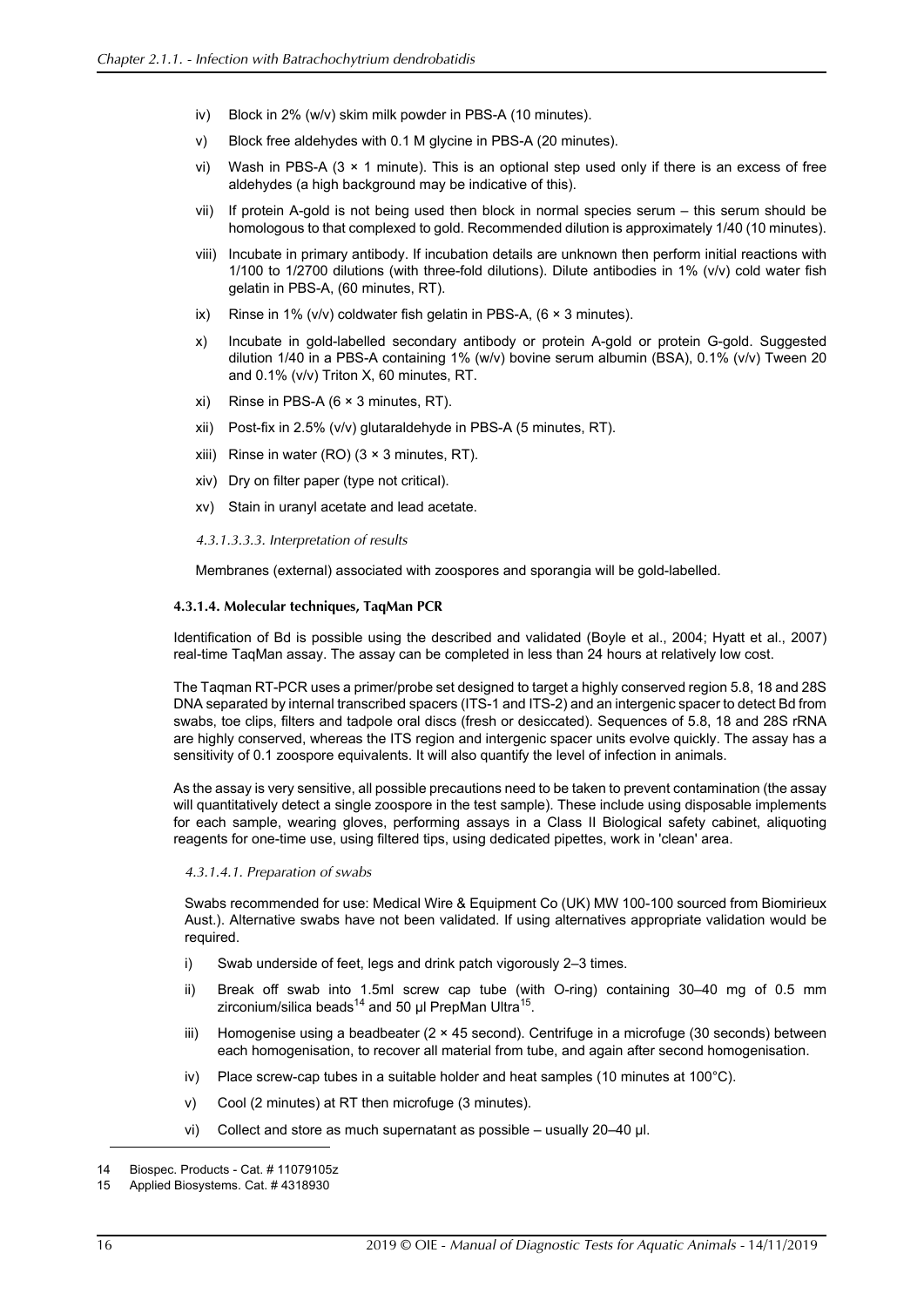iv) Block in 2% (w/v) skim milk powder in PBS-A (10 minutes).

v) Block free aldehydes with 0.1 M glycine in PBS-A (20 minutes).

vi) Wash in PBS-A (3 × 1 minute). This is an optional step used only if there is an excess of free aldehydes (a high background may be indicative of this).

vii) If protein A-gold is not being used then block in normal species serum – this serum should be homologous to that complexed to gold. Recommended dilution is approximately 1/40 (10 minutes).

viii) Incubate in primary antibody. If incubation details are unknown then perform initial reactions with 1/100 to 1/2700 dilutions (with three-fold dilutions). Dilute antibodies in 1% (v/v) cold water fish gelatin in PBS-A, (60 minutes, RT).

ix) Rinse in 1% (v/v) coldwater fish gelatin in PBS-A, (6 × 3 minutes).

x) Incubate in gold-labelled secondary antibody or protein A-gold or protein G-gold. Suggested dilution 1/40 in a PBS-A containing 1% (w/v) bovine serum albumin (BSA), 0.1% (v/v) Tween 20 and 0.1% (v/v) Triton X, 60 minutes, RT.

xi) Rinse in PBS-A (6 × 3 minutes, RT).

xii) Post-fix in 2.5% (v/v) glutaraldehyde in PBS-A (5 minutes, RT).

xiii) Rinse in water (RO) (3 × 3 minutes, RT).

xiv) Dry on filter paper (type not critical).

xv) Stain in uranyl acetate and lead acetate.

*4.3.1.3.3.3. Interpretation of results*

Membranes (external) associated with zoospores and sporangia will be gold-labelled.

#### 4.3.1.4. Molecular techniques, TaqMan PCR

Identification of Bd is possible using the described and validated (Boyle et al., 2004; Hyatt et al., 2007) real-time TaqMan assay. The assay can be completed in less than 24 hours at relatively low cost.

The Taqman RT-PCR uses a primer/probe set designed to target a highly conserved region 5.8, 18 and 28S DNA separated by internal transcribed spacers (ITS-1 and ITS-2) and an intergenic spacer to detect Bd from swabs, toe clips, filters and tadpole oral discs (fresh or desiccated). Sequences of 5.8, 18 and 28S rRNA are highly conserved, whereas the ITS region and intergenic spacer units evolve quickly. The assay has a sensitivity of 0.1 zoospore equivalents. It will also quantify the level of infection in animals.

As the assay is very sensitive, all possible precautions need to be taken to prevent contamination (the assay will quantitatively detect a single zoospore in the test sample). These include using disposable implements for each sample, wearing gloves, performing assays in a Class II Biological safety cabinet, aliquoting reagents for one-time use, using filtered tips, using dedicated pipettes, work in 'clean' area.

*4.3.1.4.1. Preparation of swabs*

Swabs recommended for use: Medical Wire & Equipment Co (UK) MW 100-100 sourced from Biomirieux Aust.). Alternative swabs have not been validated. If using alternatives appropriate validation would be required.

i) Swab underside of feet, legs and drink patch vigorously 2–3 times.

ii) Break off swab into 1.5ml screw cap tube (with O-ring) containing 30–40 mg of 0.5 mm zirconium/silica beads[14] and 50 µl PrepMan Ultra[15].

iii) Homogenise using a beadbeater (2 × 45 second). Centrifuge in a microfuge (30 seconds) between each homogenisation, to recover all material from tube, and again after second homogenisation.

iv) Place screw-cap tubes in a suitable holder and heat samples (10 minutes at 100°C).

v) Cool (2 minutes) at RT then microfuge (3 minutes).

vi) Collect and store as much supernatant as possible – usually 20–40 µl.

---

14 Biospec. Products - Cat. # 11079105z

15 Applied Biosystems. Cat. # 4318930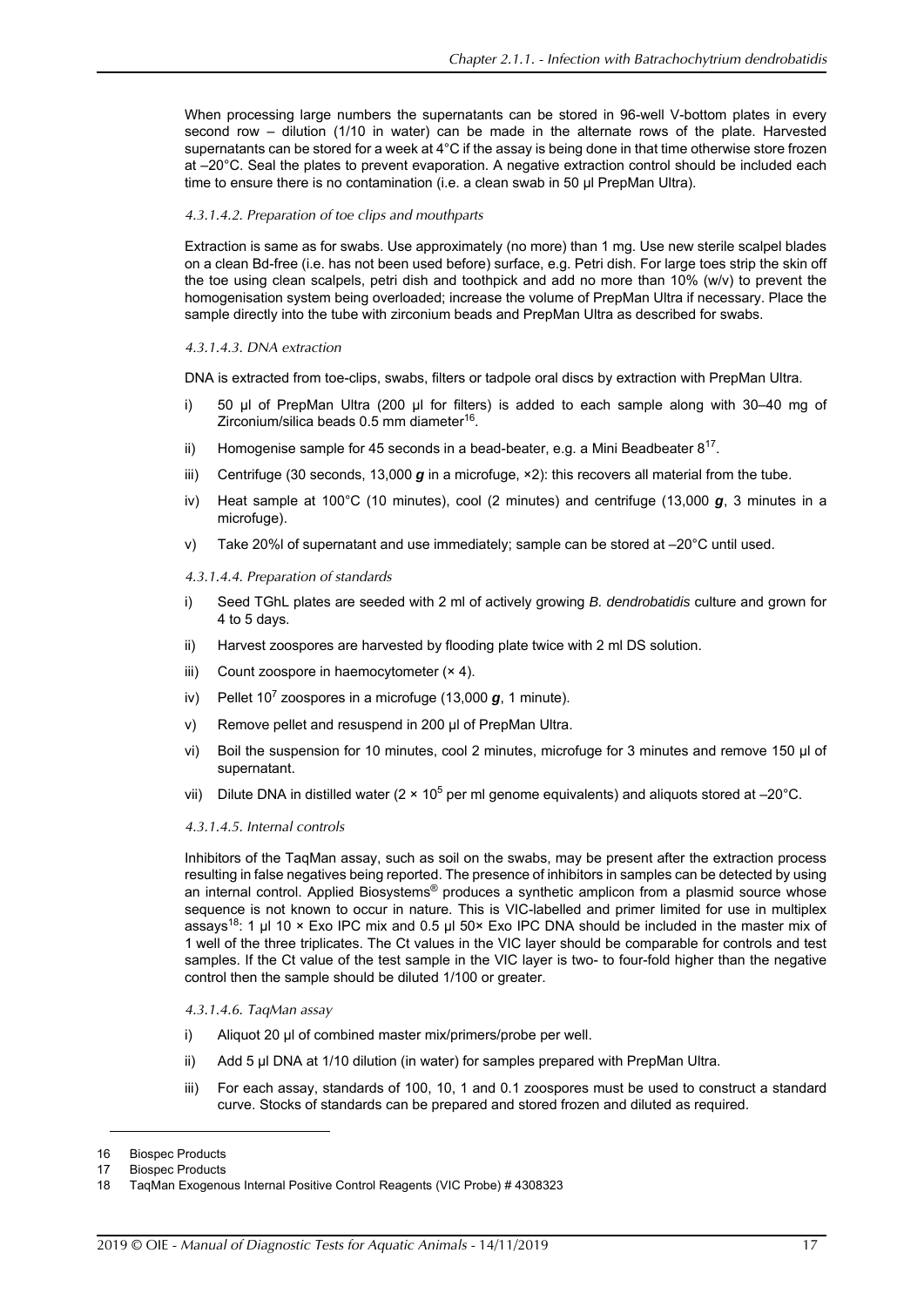When processing large numbers the supernatants can be stored in 96-well V-bottom plates in every second row – dilution (1/10 in water) can be made in the alternate rows of the plate. Harvested supernatants can be stored for a week at 4°C if the assay is being done in that time otherwise store frozen at –20°C. Seal the plates to prevent evaporation. A negative extraction control should be included each time to ensure there is no contamination (i.e. a clean swab in 50 µl PrepMan Ultra).

*4.3.1.4.2. Preparation of toe clips and mouthparts*

Extraction is same as for swabs. Use approximately (no more) than 1 mg. Use new sterile scalpel blades on a clean Bd-free (i.e. has not been used before) surface, e.g. Petri dish. For large toes strip the skin off the toe using clean scalpels, petri dish and toothpick and add no more than 10% (w/v) to prevent the homogenisation system being overloaded; increase the volume of PrepMan Ultra if necessary. Place the sample directly into the tube with zirconium beads and PrepMan Ultra as described for swabs.

*4.3.1.4.3. DNA extraction*

DNA is extracted from toe-clips, swabs, filters or tadpole oral discs by extraction with PrepMan Ultra.

i) 50 µl of PrepMan Ultra (200 µl for filters) is added to each sample along with 30–40 mg of Zirconium/silica beads 0.5 mm diameter[16].

ii) Homogenise sample for 45 seconds in a bead-beater, e.g. a Mini Beadbeater 8[17].

iii) Centrifuge (30 seconds, 13,000 ***g*** in a microfuge, ×2): this recovers all material from the tube.

iv) Heat sample at 100°C (10 minutes), cool (2 minutes) and centrifuge (13,000 ***g***, 3 minutes in a microfuge).

v) Take 20%l of supernatant and use immediately; sample can be stored at –20°C until used.

*4.3.1.4.4. Preparation of standards*

i) Seed TGhL plates are seeded with 2 ml of actively growing *B. dendrobatidis* culture and grown for 4 to 5 days.

ii) Harvest zoospores are harvested by flooding plate twice with 2 ml DS solution.

iii) Count zoospore in haemocytometer (× 4).

iv) Pellet $10^7$ zoospores in a microfuge (13,000 ***g***, 1 minute).

v) Remove pellet and resuspend in 200 µl of PrepMan Ultra.

vi) Boil the suspension for 10 minutes, cool 2 minutes, microfuge for 3 minutes and remove 150 µl of supernatant.

vii) Dilute DNA in distilled water ($2 \times 10^5$ per ml genome equivalents) and aliquots stored at –20°C.

*4.3.1.4.5. Internal controls*

Inhibitors of the TaqMan assay, such as soil on the swabs, may be present after the extraction process resulting in false negatives being reported. The presence of inhibitors in samples can be detected by using an internal control. Applied Biosystems® produces a synthetic amplicon from a plasmid source whose sequence is not known to occur in nature. This is VIC-labelled and primer limited for use in multiplex assays[18]: 1 µl 10 × Exo IPC mix and 0.5 µl 50× Exo IPC DNA should be included in the master mix of 1 well of the three triplicates. The Ct values in the VIC layer should be comparable for controls and test samples. If the Ct value of the test sample in the VIC layer is two- to four-fold higher than the negative control then the sample should be diluted 1/100 or greater.

*4.3.1.4.6. TaqMan assay*

i) Aliquot 20 µl of combined master mix/primers/probe per well.

ii) Add 5 µl DNA at 1/10 dilution (in water) for samples prepared with PrepMan Ultra.

iii) For each assay, standards of 100, 10, 1 and 0.1 zoospores must be used to construct a standard curve. Stocks of standards can be prepared and stored frozen and diluted as required.

---

16 Biospec Products

17 Biospec Products

18 TaqMan Exogenous Internal Positive Control Reagents (VIC Probe) # 4308323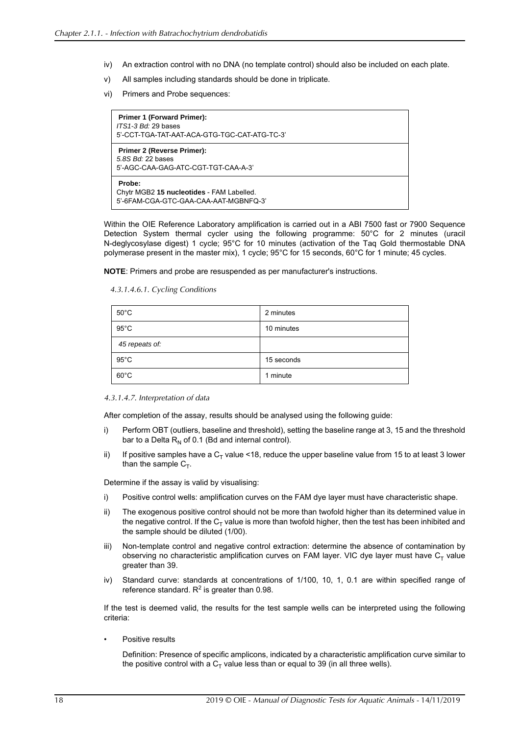iv) An extraction control with no DNA (no template control) should also be included on each plate.

v) All samples including standards should be done in triplicate.

vi) Primers and Probe sequences:

| |
|---|
| **Primer 1 (Forward Primer):**<br>*ITS1-3 Bd:* 29 bases<br>5'-CCT-TGA-TAT-AAT-ACA-GTG-TGC-CAT-ATG-TC-3' |
| **Primer 2 (Reverse Primer):**<br>*5.8S Bd:* 22 bases<br>5'-AGC-CAA-GAG-ATC-CGT-TGT-CAA-A-3' |
| **Probe:**<br>Chytr MGB2 **15 nucleotides** - FAM Labelled.<br>5'-6FAM-CGA-GTC-GAA-CAA-AAT-MGBNFQ-3' |

Within the OIE Reference Laboratory amplification is carried out in a ABI 7500 fast or 7900 Sequence Detection System thermal cycler using the following programme: 50°C for 2 minutes (uracil N-deglycosylase digest) 1 cycle; 95°C for 10 minutes (activation of the Taq Gold thermostable DNA polymerase present in the master mix), 1 cycle; 95°C for 15 seconds, 60°C for 1 minute; 45 cycles.

**NOTE**: Primers and probe are resuspended as per manufacturer's instructions.

*4.3.1.4.6.1. Cycling Conditions*

| | |
|---|---|
| 50°C | 2 minutes |
| 95°C | 10 minutes |
| *45 repeats of:* | |
| 95°C | 15 seconds |
| 60°C | 1 minute |

*4.3.1.4.7. Interpretation of data*

After completion of the assay, results should be analysed using the following guide:

i) Perform OBT (outliers, baseline and threshold), setting the baseline range at 3, 15 and the threshold bar to a Delta $R_N$ of 0.1 (Bd and internal control).

ii) If positive samples have a $C_T$ value <18, reduce the upper baseline value from 15 to at least 3 lower than the sample $C_T$.

Determine if the assay is valid by visualising:

i) Positive control wells: amplification curves on the FAM dye layer must have characteristic shape.

ii) The exogenous positive control should not be more than twofold higher than its determined value in the negative control. If the $C_T$ value is more than twofold higher, then the test has been inhibited and the sample should be diluted (1/00).

iii) Non-template control and negative control extraction: determine the absence of contamination by observing no characteristic amplification curves on FAM layer. VIC dye layer must have $C_T$ value greater than 39.

iv) Standard curve: standards at concentrations of 1/100, 10, 1, 0.1 are within specified range of reference standard. $R^2$ is greater than 0.98.

If the test is deemed valid, the results for the test sample wells can be interpreted using the following criteria:

- Positive results

  Definition: Presence of specific amplicons, indicated by a characteristic amplification curve similar to the positive control with a $C_T$ value less than or equal to 39 (in all three wells).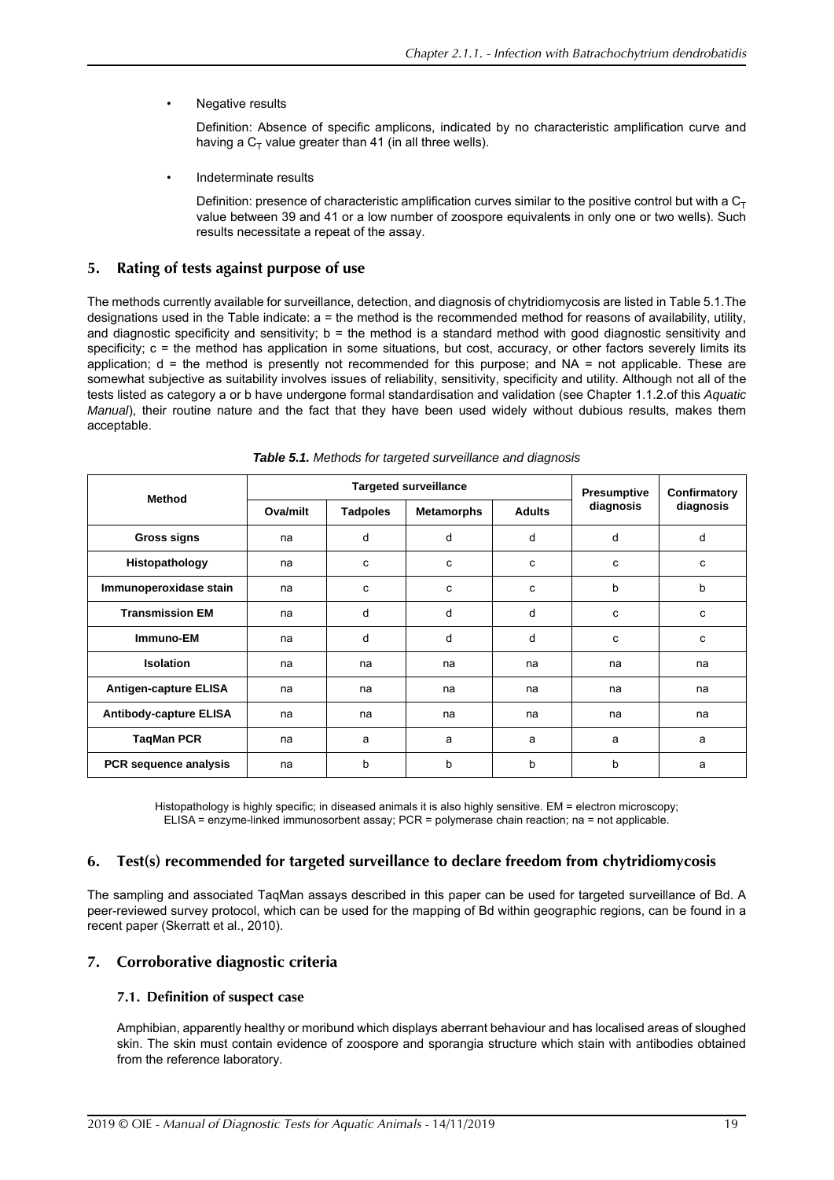- Negative results

  Definition: Absence of specific amplicons, indicated by no characteristic amplification curve and having a $C_T$ value greater than 41 (in all three wells).

- Indeterminate results

  Definition: presence of characteristic amplification curves similar to the positive control but with a $C_T$ value between 39 and 41 or a low number of zoospore equivalents in only one or two wells). Such results necessitate a repeat of the assay.

## 5. Rating of tests against purpose of use

The methods currently available for surveillance, detection, and diagnosis of chytridiomycosis are listed in Table 5.1.The designations used in the Table indicate: a = the method is the recommended method for reasons of availability, utility, and diagnostic specificity and sensitivity; b = the method is a standard method with good diagnostic sensitivity and specificity; c = the method has application in some situations, but cost, accuracy, or other factors severely limits its application; d = the method is presently not recommended for this purpose; and NA = not applicable. These are somewhat subjective as suitability involves issues of reliability, sensitivity, specificity and utility. Although not all of the tests listed as category a or b have undergone formal standardisation and validation (see Chapter 1.1.2.of this *Aquatic Manual*), their routine nature and the fact that they have been used widely without dubious results, makes them acceptable.

***Table 5.1.*** *Methods for targeted surveillance and diagnosis*

| Method | Targeted surveillance | | | | Presumptive diagnosis | Confirmatory diagnosis |
|---|---|---|---|---|---|---|
| | Ova/milt | Tadpoles | Metamorphs | Adults | | |
| **Gross signs** | na | d | d | d | d | d |
| **Histopathology** | na | c | c | c | c | c |
| **Immunoperoxidase stain** | na | c | c | c | b | b |
| **Transmission EM** | na | d | d | d | c | c |
| **Immuno-EM** | na | d | d | d | c | c |
| **Isolation** | na | na | na | na | na | na |
| **Antigen-capture ELISA** | na | na | na | na | na | na |
| **Antibody-capture ELISA** | na | na | na | na | na | na |
| **TaqMan PCR** | na | a | a | a | a | a |
| **PCR sequence analysis** | na | b | b | b | b | a |

Histopathology is highly specific; in diseased animals it is also highly sensitive. EM = electron microscopy; ELISA = enzyme-linked immunosorbent assay; PCR = polymerase chain reaction; na = not applicable.

## 6. Test(s) recommended for targeted surveillance to declare freedom from chytridiomycosis

The sampling and associated TaqMan assays described in this paper can be used for targeted surveillance of Bd. A peer-reviewed survey protocol, which can be used for the mapping of Bd within geographic regions, can be found in a recent paper (Skerratt et al., 2010).

## 7. Corroborative diagnostic criteria

### 7.1. Definition of suspect case

Amphibian, apparently healthy or moribund which displays aberrant behaviour and has localised areas of sloughed skin. The skin must contain evidence of zoospore and sporangia structure which stain with antibodies obtained from the reference laboratory.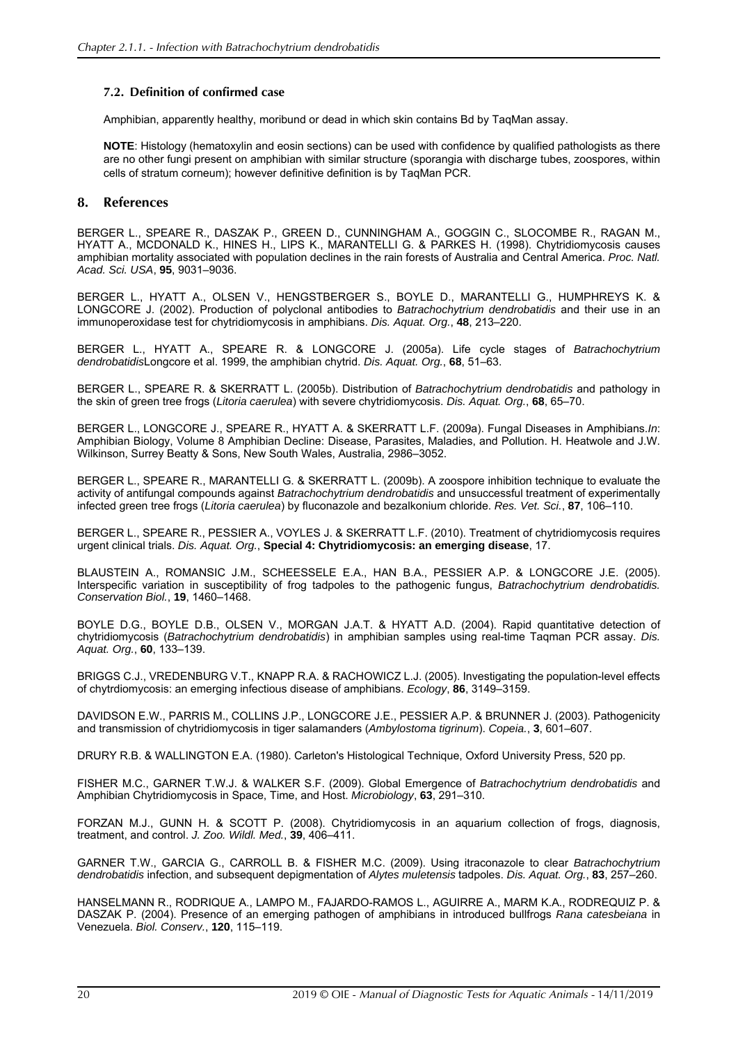### 7.2. Definition of confirmed case

Amphibian, apparently healthy, moribund or dead in which skin contains Bd by TaqMan assay.

**NOTE**: Histology (hematoxylin and eosin sections) can be used with confidence by qualified pathologists as there are no other fungi present on amphibian with similar structure (sporangia with discharge tubes, zoospores, within cells of stratum corneum); however definitive definition is by TaqMan PCR.

## 8. References

BERGER L., SPEARE R., DASZAK P., GREEN D., CUNNINGHAM A., GOGGIN C., SLOCOMBE R., RAGAN M., HYATT A., MCDONALD K., HINES H., LIPS K., MARANTELLI G. & PARKES H. (1998). Chytridiomycosis causes amphibian mortality associated with population declines in the rain forests of Australia and Central America. *Proc. Natl. Acad. Sci. USA*, **95**, 9031–9036.

BERGER L., HYATT A., OLSEN V., HENGSTBERGER S., BOYLE D., MARANTELLI G., HUMPHREYS K. & LONGCORE J. (2002). Production of polyclonal antibodies to *Batrachochytrium dendrobatidis* and their use in an immunoperoxidase test for chytridiomycosis in amphibians. *Dis. Aquat. Org.*, **48**, 213–220.

BERGER L., HYATT A., SPEARE R. & LONGCORE J. (2005a). Life cycle stages of *Batrachochytrium dendrobatidis*Longcore et al. 1999, the amphibian chytrid. *Dis. Aquat. Org.*, **68**, 51–63.

BERGER L., SPEARE R. & SKERRATT L. (2005b). Distribution of *Batrachochytrium dendrobatidis* and pathology in the skin of green tree frogs (*Litoria caerulea*) with severe chytridiomycosis. *Dis. Aquat. Org.*, **68**, 65–70.

BERGER L., LONGCORE J., SPEARE R., HYATT A. & SKERRATT L.F. (2009a). Fungal Diseases in Amphibians.*In*: Amphibian Biology, Volume 8 Amphibian Decline: Disease, Parasites, Maladies, and Pollution. H. Heatwole and J.W. Wilkinson, Surrey Beatty & Sons, New South Wales, Australia, 2986–3052.

BERGER L., SPEARE R., MARANTELLI G. & SKERRATT L. (2009b). A zoospore inhibition technique to evaluate the activity of antifungal compounds against *Batrachochytrium dendrobatidis* and unsuccessful treatment of experimentally infected green tree frogs (*Litoria caerulea*) by fluconazole and bezalkonium chloride. *Res. Vet. Sci.*, **87**, 106–110.

BERGER L., SPEARE R., PESSIER A., VOYLES J. & SKERRATT L.F. (2010). Treatment of chytridiomycosis requires urgent clinical trials. *Dis. Aquat. Org.*, **Special 4: Chytridiomycosis: an emerging disease**, 17.

BLAUSTEIN A., ROMANSIC J.M., SCHEESSELE E.A., HAN B.A., PESSIER A.P. & LONGCORE J.E. (2005). Interspecific variation in susceptibility of frog tadpoles to the pathogenic fungus, *Batrachochytrium dendrobatidis. Conservation Biol.*, **19**, 1460–1468.

BOYLE D.G., BOYLE D.B., OLSEN V., MORGAN J.A.T. & HYATT A.D. (2004). Rapid quantitative detection of chytridiomycosis (*Batrachochytrium dendrobatidis*) in amphibian samples using real-time Taqman PCR assay. *Dis. Aquat. Org.*, **60**, 133–139.

BRIGGS C.J., VREDENBURG V.T., KNAPP R.A. & RACHOWICZ L.J. (2005). Investigating the population-level effects of chytrdiomycosis: an emerging infectious disease of amphibians. *Ecology*, **86**, 3149–3159.

DAVIDSON E.W., PARRIS M., COLLINS J.P., LONGCORE J.E., PESSIER A.P. & BRUNNER J. (2003). Pathogenicity and transmission of chytridiomycosis in tiger salamanders (*Ambylostoma tigrinum*). *Copeia.*, **3**, 601–607.

DRURY R.B. & WALLINGTON E.A. (1980). Carleton's Histological Technique, Oxford University Press, 520 pp.

FISHER M.C., GARNER T.W.J. & WALKER S.F. (2009). Global Emergence of *Batrachochytrium dendrobatidis* and Amphibian Chytridiomycosis in Space, Time, and Host. *Microbiology*, **63**, 291–310.

FORZAN M.J., GUNN H. & SCOTT P. (2008). Chytridiomycosis in an aquarium collection of frogs, diagnosis, treatment, and control. *J. Zoo. Wildl. Med.*, **39**, 406–411.

GARNER T.W., GARCIA G., CARROLL B. & FISHER M.C. (2009). Using itraconazole to clear *Batrachochytrium dendrobatidis* infection, and subsequent depigmentation of *Alytes muletensis* tadpoles. *Dis. Aquat. Org.*, **83**, 257–260.

HANSELMANN R., RODRIQUE A., LAMPO M., FAJARDO-RAMOS L., AGUIRRE A., MARM K.A., RODREQUIZ P. & DASZAK P. (2004). Presence of an emerging pathogen of amphibians in introduced bullfrogs *Rana catesbeiana* in Venezuela. *Biol. Conserv.*, **120**, 115–119.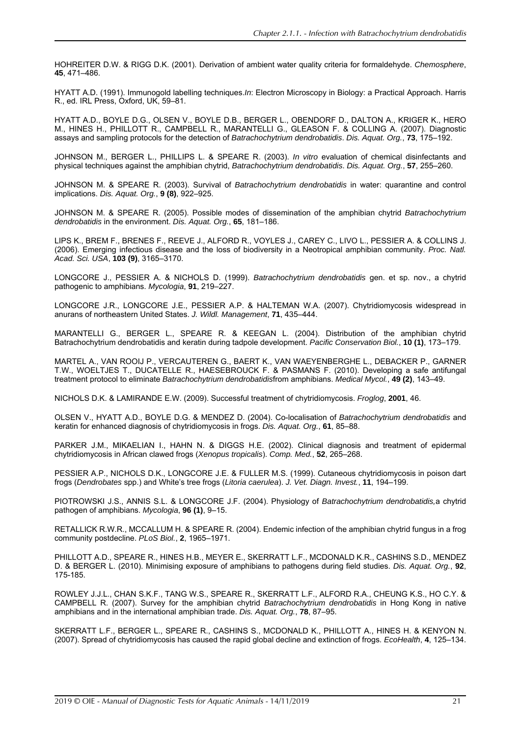HOHREITER D.W. & RIGG D.K. (2001). Derivation of ambient water quality criteria for formaldehyde. *Chemosphere*, **45**, 471–486.

HYATT A.D. (1991). Immunogold labelling techniques.*In*: Electron Microscopy in Biology: a Practical Approach. Harris R., ed. IRL Press, Oxford, UK, 59–81.

HYATT A.D., BOYLE D.G., OLSEN V., BOYLE D.B., BERGER L., OBENDORF D., DALTON A., KRIGER K., HERO M., HINES H., PHILLOTT R., CAMPBELL R., MARANTELLI G., GLEASON F. & COLLING A. (2007). Diagnostic assays and sampling protocols for the detection of *Batrachochytrium dendrobatidis*. *Dis. Aquat. Org.*, **73**, 175–192.

JOHNSON M., BERGER L., PHILLIPS L. & SPEARE R. (2003). *In vitro* evaluation of chemical disinfectants and physical techniques against the amphibian chytrid, *Batrachochytrium dendrobatidis*. *Dis. Aquat. Org.*, **57**, 255–260.

JOHNSON M. & SPEARE R. (2003). Survival of *Batrachochytrium dendrobatidis* in water: quarantine and control implications. *Dis. Aquat. Org.*, **9 (8)**, 922–925.

JOHNSON M. & SPEARE R. (2005). Possible modes of dissemination of the amphibian chytrid *Batrachochytrium dendrobatidis* in the environment. *Dis. Aquat. Org.*, **65**, 181–186.

LIPS K., BREM F., BRENES F., REEVE J., ALFORD R., VOYLES J., CAREY C., LIVO L., PESSIER A. & COLLINS J. (2006). Emerging infectious disease and the loss of biodiversity in a Neotropical amphibian community. *Proc. Natl. Acad. Sci. USA*, **103 (9)**, 3165–3170.

LONGCORE J., PESSIER A. & NICHOLS D. (1999). *Batrachochytrium dendrobatidis* gen. et sp. nov., a chytrid pathogenic to amphibians. *Mycologia*, **91**, 219–227.

LONGCORE J.R., LONGCORE J.E., PESSIER A.P. & HALTEMAN W.A. (2007). Chytridiomycosis widespread in anurans of northeastern United States. *J. Wildl. Management*, **71**, 435–444.

MARANTELLI G., BERGER L., SPEARE R. & KEEGAN L. (2004). Distribution of the amphibian chytrid Batrachochytrium dendrobatidis and keratin during tadpole development. *Pacific Conservation Biol.*, **10 (1)**, 173–179.

MARTEL A., VAN ROOIJ P., VERCAUTEREN G., BAERT K., VAN WAEYENBERGHE L., DEBACKER P., GARNER T.W., WOELTJES T., DUCATELLE R., HAESEBROUCK F. & PASMANS F. (2010). Developing a safe antifungal treatment protocol to eliminate *Batrachochytrium dendrobatidis*from amphibians. *Medical Mycol.*, **49 (2)**, 143–49.

NICHOLS D.K. & LAMIRANDE E.W. (2009). Successful treatment of chytridiomycosis. *Froglog*, **2001**, 46.

OLSEN V., HYATT A.D., BOYLE D.G. & MENDEZ D. (2004). Co-localisation of *Batrachochytrium dendrobatidis* and keratin for enhanced diagnosis of chytridiomycosis in frogs. *Dis. Aquat. Org.*, **61**, 85–88.

PARKER J.M., MIKAELIAN I., HAHN N. & DIGGS H.E. (2002). Clinical diagnosis and treatment of epidermal chytridiomycosis in African clawed frogs (*Xenopus tropicalis*). *Comp. Med.*, **52**, 265–268.

PESSIER A.P., NICHOLS D.K., LONGCORE J.E. & FULLER M.S. (1999). Cutaneous chytridiomycosis in poison dart frogs (*Dendrobates* spp.) and White's tree frogs (*Litoria caerulea*). *J. Vet. Diagn. Invest.*, **11**, 194–199.

PIOTROWSKI J.S., ANNIS S.L. & LONGCORE J.F. (2004). Physiology of *Batrachochytrium dendrobatidis,*a chytrid pathogen of amphibians. *Mycologia*, **96 (1)**, 9–15.

RETALLICK R.W.R., MCCALLUM H. & SPEARE R. (2004). Endemic infection of the amphibian chytrid fungus in a frog community postdecline. *PLoS Biol.*, **2**, 1965–1971.

PHILLOTT A.D., SPEARE R., HINES H.B., MEYER E., SKERRATT L.F., MCDONALD K.R., CASHINS S.D., MENDEZ D. & BERGER L. (2010). Minimising exposure of amphibians to pathogens during field studies. *Dis. Aquat. Org.*, **92**, 175-185.

ROWLEY J.J.L., CHAN S.K.F., TANG W.S., SPEARE R., SKERRATT L.F., ALFORD R.A., CHEUNG K.S., HO C.Y. & CAMPBELL R. (2007). Survey for the amphibian chytrid *Batrachochytrium dendrobatidis* in Hong Kong in native amphibians and in the international amphibian trade. *Dis. Aquat. Org.*, **78**, 87–95.

SKERRATT L.F., BERGER L., SPEARE R., CASHINS S., MCDONALD K., PHILLOTT A., HINES H. & KENYON N. (2007). Spread of chytridiomycosis has caused the rapid global decline and extinction of frogs. *EcoHealth*, **4**, 125–134.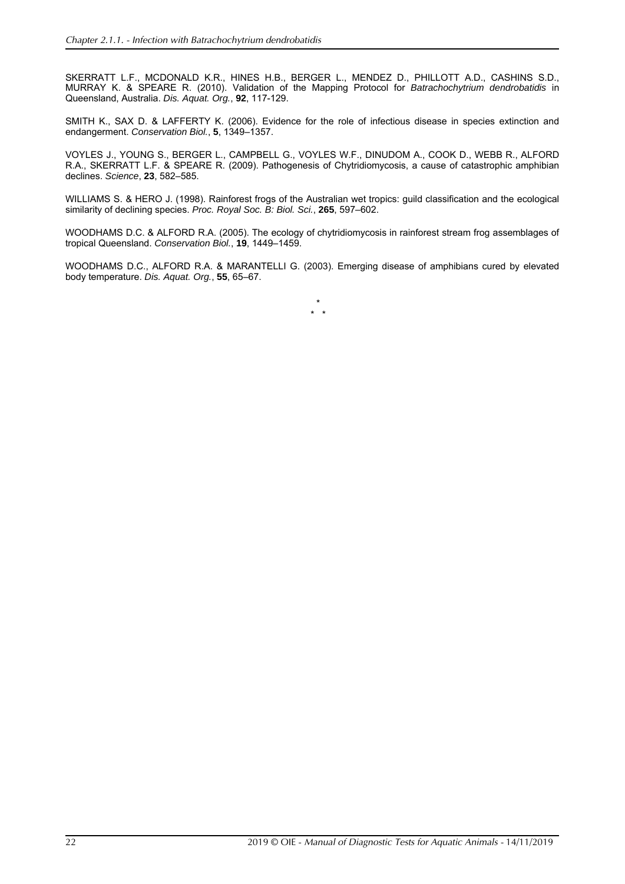SKERRATT L.F., MCDONALD K.R., HINES H.B., BERGER L., MENDEZ D., PHILLOTT A.D., CASHINS S.D., MURRAY K. & SPEARE R. (2010). Validation of the Mapping Protocol for *Batrachochytrium dendrobatidis* in Queensland, Australia. *Dis. Aquat. Org.*, **92**, 117-129.

SMITH K., SAX D. & LAFFERTY K. (2006). Evidence for the role of infectious disease in species extinction and endangerment. *Conservation Biol.*, **5**, 1349–1357.

VOYLES J., YOUNG S., BERGER L., CAMPBELL G., VOYLES W.F., DINUDOM A., COOK D., WEBB R., ALFORD R.A., SKERRATT L.F. & SPEARE R. (2009). Pathogenesis of Chytridiomycosis, a cause of catastrophic amphibian declines. *Science*, **23**, 582–585.

WILLIAMS S. & HERO J. (1998). Rainforest frogs of the Australian wet tropics: guild classification and the ecological similarity of declining species. *Proc. Royal Soc. B: Biol. Sci.*, **265**, 597–602.

WOODHAMS D.C. & ALFORD R.A. (2005). The ecology of chytridiomycosis in rainforest stream frog assemblages of tropical Queensland. *Conservation Biol.*, **19**, 1449–1459.

WOODHAMS D.C., ALFORD R.A. & MARANTELLI G. (2003). Emerging disease of amphibians cured by elevated body temperature. *Dis. Aquat. Org.*, **55**, 65–67.

\*
\* \*